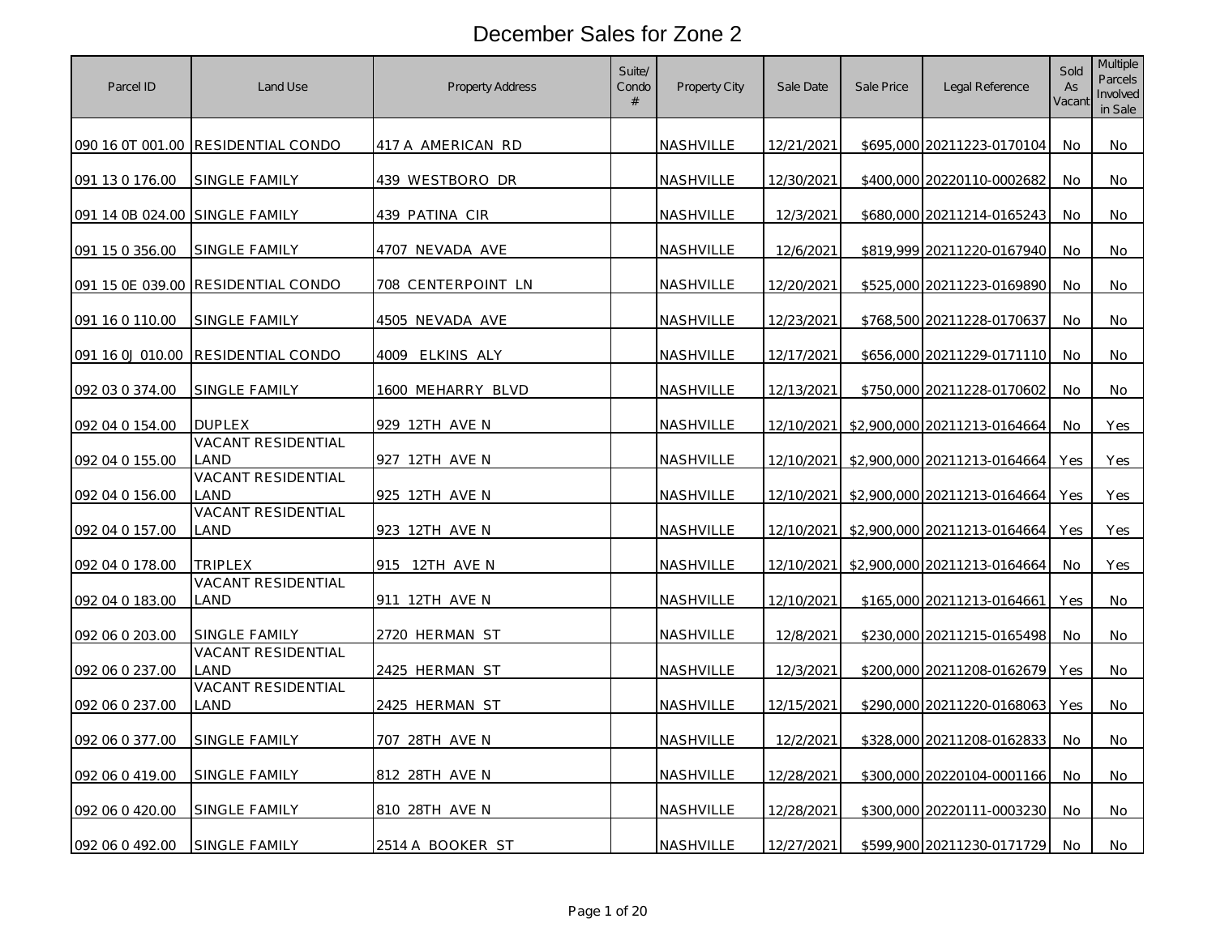# December Sales for Zone 2

| Parcel ID | Land Use | Property Address | Suite/ Condo # | Property City | Sale Date | Sale Price | Legal Reference | Sold As Vacant | Multiple Parcels Involved in Sale |
|---|---|---|---|---|---|---|---|---|---|
| 090 16 0T 001.00 | RESIDENTIAL CONDO | 417 A AMERICAN RD | | NASHVILLE | 12/21/2021 | $695,000 | 20211223-0170104 | No | No |
| 091 13 0 176.00 | SINGLE FAMILY | 439 WESTBORO DR | | NASHVILLE | 12/30/2021 | $400,000 | 20220110-0002682 | No | No |
| 091 14 0B 024.00 | SINGLE FAMILY | 439 PATINA CIR | | NASHVILLE | 12/3/2021 | $680,000 | 20211214-0165243 | No | No |
| 091 15 0 356.00 | SINGLE FAMILY | 4707 NEVADA AVE | | NASHVILLE | 12/6/2021 | $819,999 | 20211220-0167940 | No | No |
| 091 15 0E 039.00 | RESIDENTIAL CONDO | 708 CENTERPOINT LN | | NASHVILLE | 12/20/2021 | $525,000 | 20211223-0169890 | No | No |
| 091 16 0 110.00 | SINGLE FAMILY | 4505 NEVADA AVE | | NASHVILLE | 12/23/2021 | $768,500 | 20211228-0170637 | No | No |
| 091 16 0J 010.00 | RESIDENTIAL CONDO | 4009 ELKINS ALY | | NASHVILLE | 12/17/2021 | $656,000 | 20211229-0171110 | No | No |
| 092 03 0 374.00 | SINGLE FAMILY | 1600 MEHARRY BLVD | | NASHVILLE | 12/13/2021 | $750,000 | 20211228-0170602 | No | No |
| 092 04 0 154.00 | DUPLEX | 929 12TH AVE N | | NASHVILLE | 12/10/2021 | $2,900,000 | 20211213-0164664 | No | Yes |
| 092 04 0 155.00 | VACANT RESIDENTIAL LAND | 927 12TH AVE N | | NASHVILLE | 12/10/2021 | $2,900,000 | 20211213-0164664 | Yes | Yes |
| 092 04 0 156.00 | VACANT RESIDENTIAL LAND | 925 12TH AVE N | | NASHVILLE | 12/10/2021 | $2,900,000 | 20211213-0164664 | Yes | Yes |
| 092 04 0 157.00 | VACANT RESIDENTIAL LAND | 923 12TH AVE N | | NASHVILLE | 12/10/2021 | $2,900,000 | 20211213-0164664 | Yes | Yes |
| 092 04 0 178.00 | TRIPLEX | 915 12TH AVE N | | NASHVILLE | 12/10/2021 | $2,900,000 | 20211213-0164664 | No | Yes |
| 092 04 0 183.00 | VACANT RESIDENTIAL LAND | 911 12TH AVE N | | NASHVILLE | 12/10/2021 | $165,000 | 20211213-0164661 | Yes | No |
| 092 06 0 203.00 | SINGLE FAMILY | 2720 HERMAN ST | | NASHVILLE | 12/8/2021 | $230,000 | 20211215-0165498 | No | No |
| 092 06 0 237.00 | VACANT RESIDENTIAL LAND | 2425 HERMAN ST | | NASHVILLE | 12/3/2021 | $200,000 | 20211208-0162679 | Yes | No |
| 092 06 0 237.00 | VACANT RESIDENTIAL LAND | 2425 HERMAN ST | | NASHVILLE | 12/15/2021 | $290,000 | 20211220-0168063 | Yes | No |
| 092 06 0 377.00 | SINGLE FAMILY | 707 28TH AVE N | | NASHVILLE | 12/2/2021 | $328,000 | 20211208-0162833 | No | No |
| 092 06 0 419.00 | SINGLE FAMILY | 812 28TH AVE N | | NASHVILLE | 12/28/2021 | $300,000 | 20220104-0001166 | No | No |
| 092 06 0 420.00 | SINGLE FAMILY | 810 28TH AVE N | | NASHVILLE | 12/28/2021 | $300,000 | 20220111-0003230 | No | No |
| 092 06 0 492.00 | SINGLE FAMILY | 2514 A BOOKER ST | | NASHVILLE | 12/27/2021 | $599,900 | 20211230-0171729 | No | No |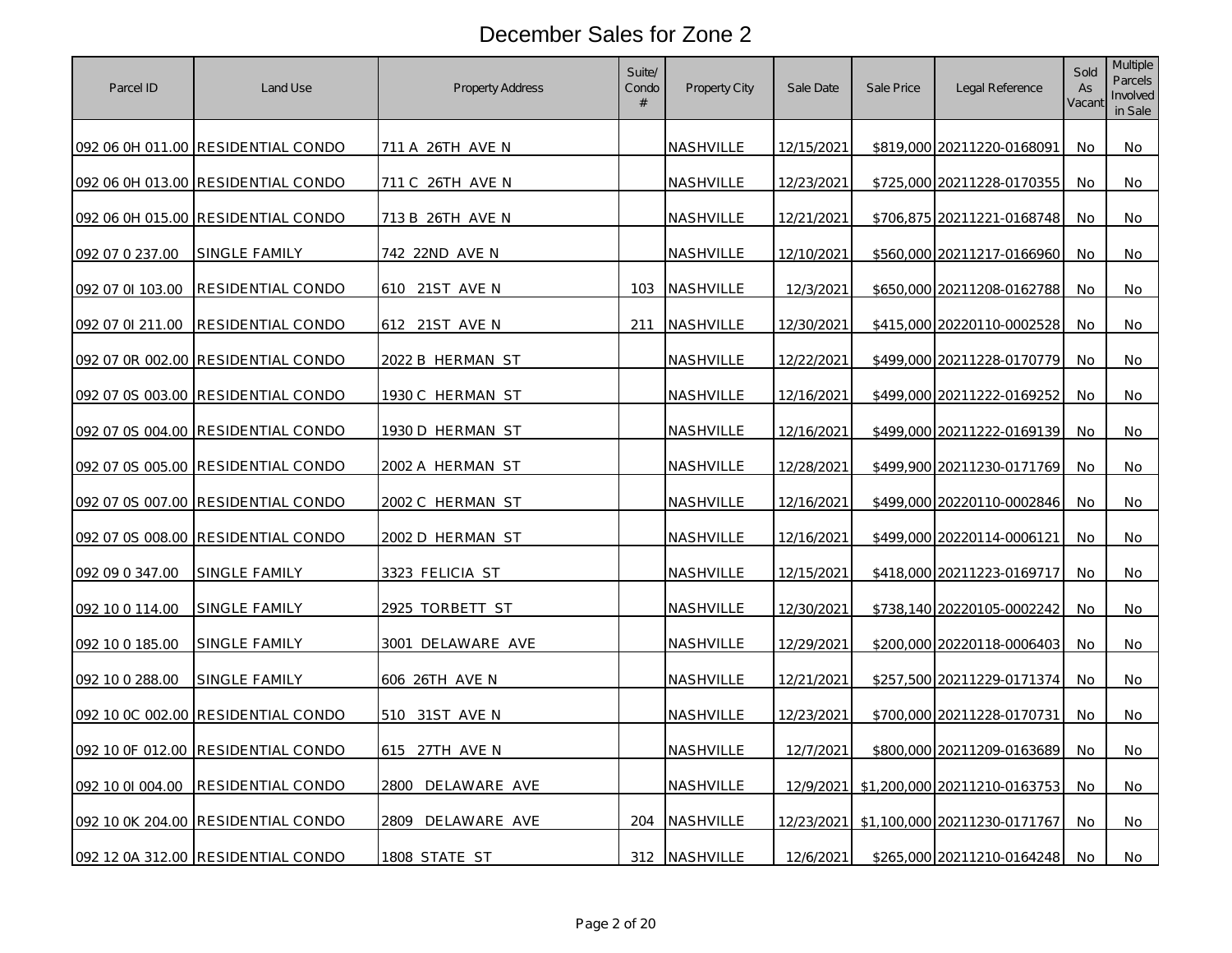# December Sales for Zone 2

| Parcel ID | Land Use | Property Address | Suite/ Condo # | Property City | Sale Date | Sale Price | Legal Reference | Sold As Vacant | Multiple Parcels Involved in Sale |
|---|---|---|---|---|---|---|---|---|---|
| 092 06 0H 011.00 | RESIDENTIAL CONDO | 711 A 26TH AVE N | | NASHVILLE | 12/15/2021 | $819,000 | 20211220-0168091 | No | No |
| 092 06 0H 013.00 | RESIDENTIAL CONDO | 711 C 26TH AVE N | | NASHVILLE | 12/23/2021 | $725,000 | 20211228-0170355 | No | No |
| 092 06 0H 015.00 | RESIDENTIAL CONDO | 713 B 26TH AVE N | | NASHVILLE | 12/21/2021 | $706,875 | 20211221-0168748 | No | No |
| 092 07 0 237.00 | SINGLE FAMILY | 742 22ND AVE N | | NASHVILLE | 12/10/2021 | $560,000 | 20211217-0166960 | No | No |
| 092 07 0I 103.00 | RESIDENTIAL CONDO | 610 21ST AVE N | 103 | NASHVILLE | 12/3/2021 | $650,000 | 20211208-0162788 | No | No |
| 092 07 0I 211.00 | RESIDENTIAL CONDO | 612 21ST AVE N | 211 | NASHVILLE | 12/30/2021 | $415,000 | 20220110-0002528 | No | No |
| 092 07 0R 002.00 | RESIDENTIAL CONDO | 2022 B HERMAN ST | | NASHVILLE | 12/22/2021 | $499,000 | 20211228-0170779 | No | No |
| 092 07 0S 003.00 | RESIDENTIAL CONDO | 1930 C HERMAN ST | | NASHVILLE | 12/16/2021 | $499,000 | 20211222-0169252 | No | No |
| 092 07 0S 004.00 | RESIDENTIAL CONDO | 1930 D HERMAN ST | | NASHVILLE | 12/16/2021 | $499,000 | 20211222-0169139 | No | No |
| 092 07 0S 005.00 | RESIDENTIAL CONDO | 2002 A HERMAN ST | | NASHVILLE | 12/28/2021 | $499,900 | 20211230-0171769 | No | No |
| 092 07 0S 007.00 | RESIDENTIAL CONDO | 2002 C HERMAN ST | | NASHVILLE | 12/16/2021 | $499,000 | 20220110-0002846 | No | No |
| 092 07 0S 008.00 | RESIDENTIAL CONDO | 2002 D HERMAN ST | | NASHVILLE | 12/16/2021 | $499,000 | 20220114-0006121 | No | No |
| 092 09 0 347.00 | SINGLE FAMILY | 3323 FELICIA ST | | NASHVILLE | 12/15/2021 | $418,000 | 20211223-0169717 | No | No |
| 092 10 0 114.00 | SINGLE FAMILY | 2925 TORBETT ST | | NASHVILLE | 12/30/2021 | $738,140 | 20220105-0002242 | No | No |
| 092 10 0 185.00 | SINGLE FAMILY | 3001 DELAWARE AVE | | NASHVILLE | 12/29/2021 | $200,000 | 20220118-0006403 | No | No |
| 092 10 0 288.00 | SINGLE FAMILY | 606 26TH AVE N | | NASHVILLE | 12/21/2021 | $257,500 | 20211229-0171374 | No | No |
| 092 10 0C 002.00 | RESIDENTIAL CONDO | 510 31ST AVE N | | NASHVILLE | 12/23/2021 | $700,000 | 20211228-0170731 | No | No |
| 092 10 0F 012.00 | RESIDENTIAL CONDO | 615 27TH AVE N | | NASHVILLE | 12/7/2021 | $800,000 | 20211209-0163689 | No | No |
| 092 10 0I 004.00 | RESIDENTIAL CONDO | 2800 DELAWARE AVE | | NASHVILLE | 12/9/2021 | $1,200,000 | 20211210-0163753 | No | No |
| 092 10 0K 204.00 | RESIDENTIAL CONDO | 2809 DELAWARE AVE | 204 | NASHVILLE | 12/23/2021 | $1,100,000 | 20211230-0171767 | No | No |
| 092 12 0A 312.00 | RESIDENTIAL CONDO | 1808 STATE ST | 312 | NASHVILLE | 12/6/2021 | $265,000 | 20211210-0164248 | No | No |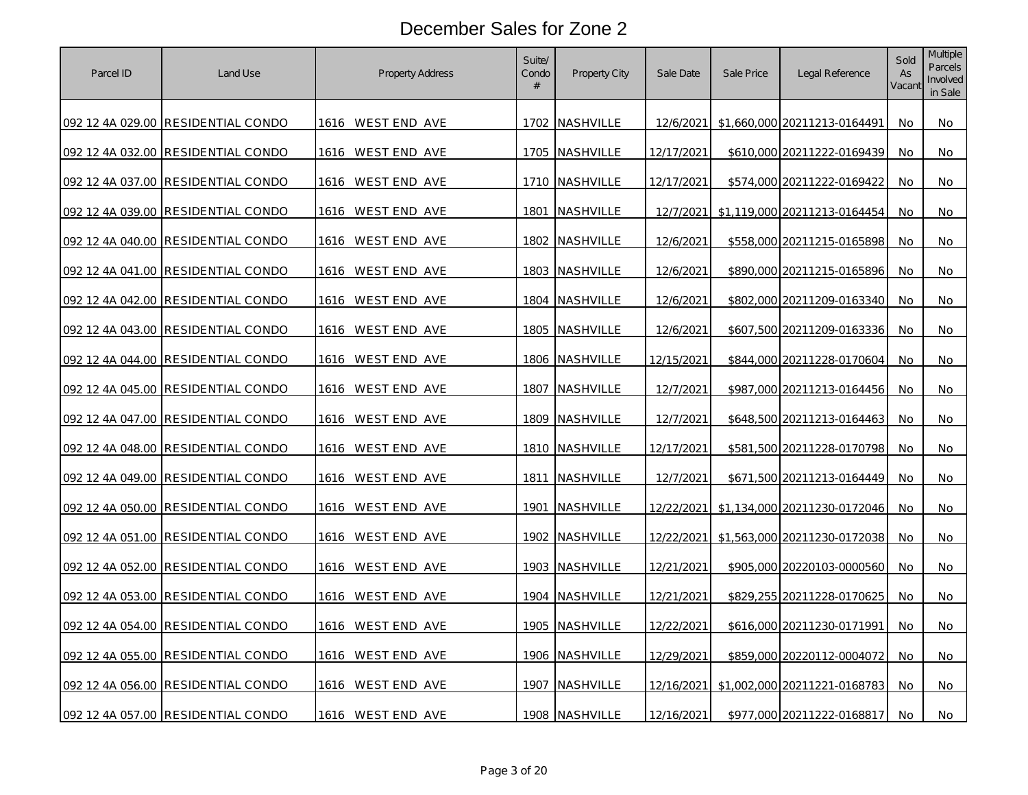# December Sales for Zone 2

| Parcel ID | Land Use | Property Address | Suite/ Condo # | Property City | Sale Date | Sale Price | Legal Reference | Sold As Vacant | Multiple Parcels Involved in Sale |
|---|---|---|---|---|---|---|---|---|---|
| 092 12 4A 029.00 | RESIDENTIAL CONDO | 1616 WEST END AVE | 1702 | NASHVILLE | 12/6/2021 | $1,660,000 | 20211213-0164491 | No | No |
| 092 12 4A 032.00 | RESIDENTIAL CONDO | 1616 WEST END AVE | 1705 | NASHVILLE | 12/17/2021 | $610,000 | 20211222-0169439 | No | No |
| 092 12 4A 037.00 | RESIDENTIAL CONDO | 1616 WEST END AVE | 1710 | NASHVILLE | 12/17/2021 | $574,000 | 20211222-0169422 | No | No |
| 092 12 4A 039.00 | RESIDENTIAL CONDO | 1616 WEST END AVE | 1801 | NASHVILLE | 12/7/2021 | $1,119,000 | 20211213-0164454 | No | No |
| 092 12 4A 040.00 | RESIDENTIAL CONDO | 1616 WEST END AVE | 1802 | NASHVILLE | 12/6/2021 | $558,000 | 20211215-0165898 | No | No |
| 092 12 4A 041.00 | RESIDENTIAL CONDO | 1616 WEST END AVE | 1803 | NASHVILLE | 12/6/2021 | $890,000 | 20211215-0165896 | No | No |
| 092 12 4A 042.00 | RESIDENTIAL CONDO | 1616 WEST END AVE | 1804 | NASHVILLE | 12/6/2021 | $802,000 | 20211209-0163340 | No | No |
| 092 12 4A 043.00 | RESIDENTIAL CONDO | 1616 WEST END AVE | 1805 | NASHVILLE | 12/6/2021 | $607,500 | 20211209-0163336 | No | No |
| 092 12 4A 044.00 | RESIDENTIAL CONDO | 1616 WEST END AVE | 1806 | NASHVILLE | 12/15/2021 | $844,000 | 20211228-0170604 | No | No |
| 092 12 4A 045.00 | RESIDENTIAL CONDO | 1616 WEST END AVE | 1807 | NASHVILLE | 12/7/2021 | $987,000 | 20211213-0164456 | No | No |
| 092 12 4A 047.00 | RESIDENTIAL CONDO | 1616 WEST END AVE | 1809 | NASHVILLE | 12/7/2021 | $648,500 | 20211213-0164463 | No | No |
| 092 12 4A 048.00 | RESIDENTIAL CONDO | 1616 WEST END AVE | 1810 | NASHVILLE | 12/17/2021 | $581,500 | 20211228-0170798 | No | No |
| 092 12 4A 049.00 | RESIDENTIAL CONDO | 1616 WEST END AVE | 1811 | NASHVILLE | 12/7/2021 | $671,500 | 20211213-0164449 | No | No |
| 092 12 4A 050.00 | RESIDENTIAL CONDO | 1616 WEST END AVE | 1901 | NASHVILLE | 12/22/2021 | $1,134,000 | 20211230-0172046 | No | No |
| 092 12 4A 051.00 | RESIDENTIAL CONDO | 1616 WEST END AVE | 1902 | NASHVILLE | 12/22/2021 | $1,563,000 | 20211230-0172038 | No | No |
| 092 12 4A 052.00 | RESIDENTIAL CONDO | 1616 WEST END AVE | 1903 | NASHVILLE | 12/21/2021 | $905,000 | 20220103-0000560 | No | No |
| 092 12 4A 053.00 | RESIDENTIAL CONDO | 1616 WEST END AVE | 1904 | NASHVILLE | 12/21/2021 | $829,255 | 20211228-0170625 | No | No |
| 092 12 4A 054.00 | RESIDENTIAL CONDO | 1616 WEST END AVE | 1905 | NASHVILLE | 12/22/2021 | $616,000 | 20211230-0171991 | No | No |
| 092 12 4A 055.00 | RESIDENTIAL CONDO | 1616 WEST END AVE | 1906 | NASHVILLE | 12/29/2021 | $859,000 | 20220112-0004072 | No | No |
| 092 12 4A 056.00 | RESIDENTIAL CONDO | 1616 WEST END AVE | 1907 | NASHVILLE | 12/16/2021 | $1,002,000 | 20211221-0168783 | No | No |
| 092 12 4A 057.00 | RESIDENTIAL CONDO | 1616 WEST END AVE | 1908 | NASHVILLE | 12/16/2021 | $977,000 | 20211222-0168817 | No | No |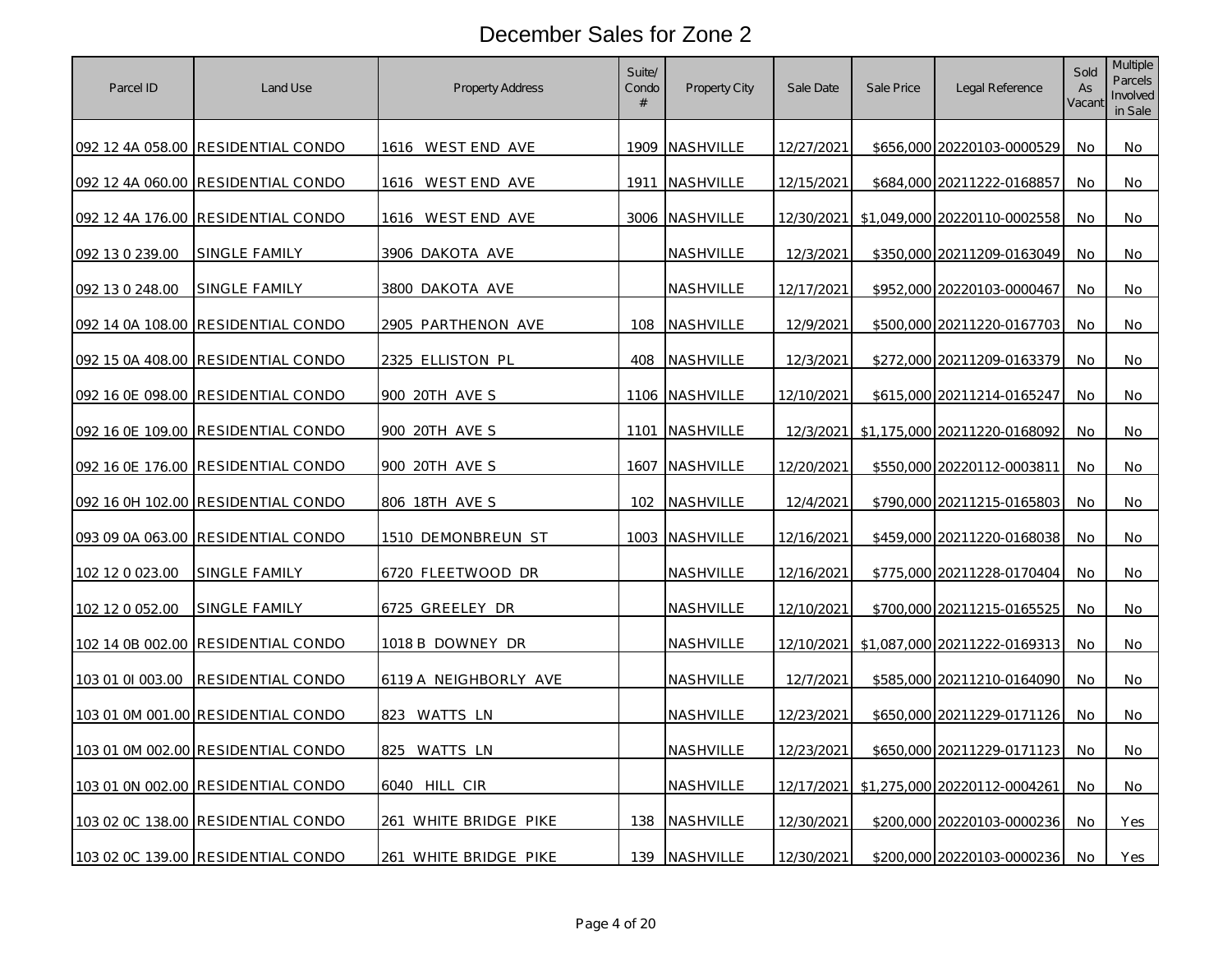# December Sales for Zone 2

| Parcel ID | Land Use | Property Address | Suite/ Condo # | Property City | Sale Date | Sale Price | Legal Reference | Sold As Vacant | Multiple Parcels Involved in Sale |
|---|---|---|---|---|---|---|---|---|---|
| 092 12 4A 058.00 | RESIDENTIAL CONDO | 1616 WEST END AVE | 1909 | NASHVILLE | 12/27/2021 | $656,000 | 20220103-0000529 | No | No |
| 092 12 4A 060.00 | RESIDENTIAL CONDO | 1616 WEST END AVE | 1911 | NASHVILLE | 12/15/2021 | $684,000 | 20211222-0168857 | No | No |
| 092 12 4A 176.00 | RESIDENTIAL CONDO | 1616 WEST END AVE | 3006 | NASHVILLE | 12/30/2021 | $1,049,000 | 20220110-0002558 | No | No |
| 092 13 0 239.00 | SINGLE FAMILY | 3906 DAKOTA AVE | | NASHVILLE | 12/3/2021 | $350,000 | 20211209-0163049 | No | No |
| 092 13 0 248.00 | SINGLE FAMILY | 3800 DAKOTA AVE | | NASHVILLE | 12/17/2021 | $952,000 | 20220103-0000467 | No | No |
| 092 14 0A 108.00 | RESIDENTIAL CONDO | 2905 PARTHENON AVE | 108 | NASHVILLE | 12/9/2021 | $500,000 | 20211220-0167703 | No | No |
| 092 15 0A 408.00 | RESIDENTIAL CONDO | 2325 ELLISTON PL | 408 | NASHVILLE | 12/3/2021 | $272,000 | 20211209-0163379 | No | No |
| 092 16 0E 098.00 | RESIDENTIAL CONDO | 900 20TH AVE S | 1106 | NASHVILLE | 12/10/2021 | $615,000 | 20211214-0165247 | No | No |
| 092 16 0E 109.00 | RESIDENTIAL CONDO | 900 20TH AVE S | 1101 | NASHVILLE | 12/3/2021 | $1,175,000 | 20211220-0168092 | No | No |
| 092 16 0E 176.00 | RESIDENTIAL CONDO | 900 20TH AVE S | 1607 | NASHVILLE | 12/20/2021 | $550,000 | 20220112-0003811 | No | No |
| 092 16 0H 102.00 | RESIDENTIAL CONDO | 806 18TH AVE S | 102 | NASHVILLE | 12/4/2021 | $790,000 | 20211215-0165803 | No | No |
| 093 09 0A 063.00 | RESIDENTIAL CONDO | 1510 DEMONBREUN ST | 1003 | NASHVILLE | 12/16/2021 | $459,000 | 20211220-0168038 | No | No |
| 102 12 0 023.00 | SINGLE FAMILY | 6720 FLEETWOOD DR | | NASHVILLE | 12/16/2021 | $775,000 | 20211228-0170404 | No | No |
| 102 12 0 052.00 | SINGLE FAMILY | 6725 GREELEY DR | | NASHVILLE | 12/10/2021 | $700,000 | 20211215-0165525 | No | No |
| 102 14 0B 002.00 | RESIDENTIAL CONDO | 1018 B DOWNEY DR | | NASHVILLE | 12/10/2021 | $1,087,000 | 20211222-0169313 | No | No |
| 103 01 0I 003.00 | RESIDENTIAL CONDO | 6119 A NEIGHBORLY AVE | | NASHVILLE | 12/7/2021 | $585,000 | 20211210-0164090 | No | No |
| 103 01 0M 001.00 | RESIDENTIAL CONDO | 823 WATTS LN | | NASHVILLE | 12/23/2021 | $650,000 | 20211229-0171126 | No | No |
| 103 01 0M 002.00 | RESIDENTIAL CONDO | 825 WATTS LN | | NASHVILLE | 12/23/2021 | $650,000 | 20211229-0171123 | No | No |
| 103 01 0N 002.00 | RESIDENTIAL CONDO | 6040 HILL CIR | | NASHVILLE | 12/17/2021 | $1,275,000 | 20220112-0004261 | No | No |
| 103 02 0C 138.00 | RESIDENTIAL CONDO | 261 WHITE BRIDGE PIKE | 138 | NASHVILLE | 12/30/2021 | $200,000 | 20220103-0000236 | No | Yes |
| 103 02 0C 139.00 | RESIDENTIAL CONDO | 261 WHITE BRIDGE PIKE | 139 | NASHVILLE | 12/30/2021 | $200,000 | 20220103-0000236 | No | Yes |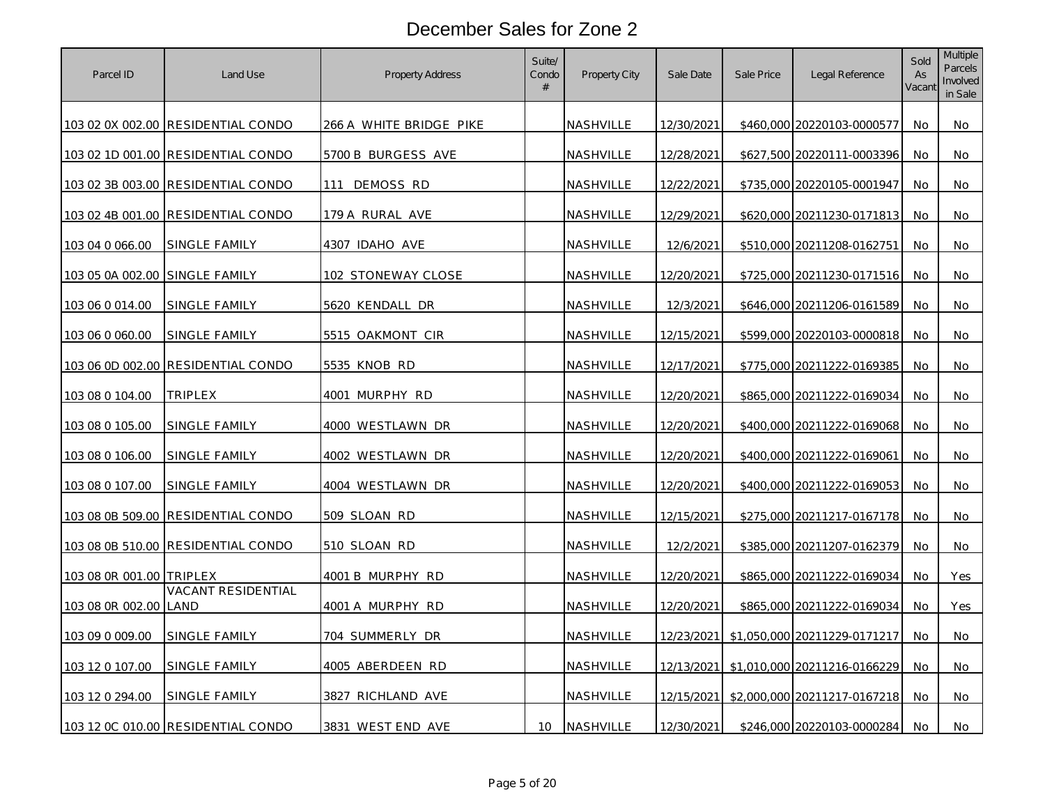# December Sales for Zone 2

| Parcel ID | Land Use | Property Address | Suite/ Condo # | Property City | Sale Date | Sale Price | Legal Reference | Sold As Vacant | Multiple Parcels Involved in Sale |
|---|---|---|---|---|---|---|---|---|---|
| 103 02 0X 002.00 | RESIDENTIAL CONDO | 266 A WHITE BRIDGE PIKE | | NASHVILLE | 12/30/2021 | $460,000 | 20220103-0000577 | No | No |
| 103 02 1D 001.00 | RESIDENTIAL CONDO | 5700 B BURGESS AVE | | NASHVILLE | 12/28/2021 | $627,500 | 20220111-0003396 | No | No |
| 103 02 3B 003.00 | RESIDENTIAL CONDO | 111 DEMOSS RD | | NASHVILLE | 12/22/2021 | $735,000 | 20220105-0001947 | No | No |
| 103 02 4B 001.00 | RESIDENTIAL CONDO | 179 A RURAL AVE | | NASHVILLE | 12/29/2021 | $620,000 | 20211230-0171813 | No | No |
| 103 04 0 066.00 | SINGLE FAMILY | 4307 IDAHO AVE | | NASHVILLE | 12/6/2021 | $510,000 | 20211208-0162751 | No | No |
| 103 05 0A 002.00 | SINGLE FAMILY | 102 STONEWAY CLOSE | | NASHVILLE | 12/20/2021 | $725,000 | 20211230-0171516 | No | No |
| 103 06 0 014.00 | SINGLE FAMILY | 5620 KENDALL DR | | NASHVILLE | 12/3/2021 | $646,000 | 20211206-0161589 | No | No |
| 103 06 0 060.00 | SINGLE FAMILY | 5515 OAKMONT CIR | | NASHVILLE | 12/15/2021 | $599,000 | 20220103-0000818 | No | No |
| 103 06 0D 002.00 | RESIDENTIAL CONDO | 5535 KNOB RD | | NASHVILLE | 12/17/2021 | $775,000 | 20211222-0169385 | No | No |
| 103 08 0 104.00 | TRIPLEX | 4001 MURPHY RD | | NASHVILLE | 12/20/2021 | $865,000 | 20211222-0169034 | No | No |
| 103 08 0 105.00 | SINGLE FAMILY | 4000 WESTLAWN DR | | NASHVILLE | 12/20/2021 | $400,000 | 20211222-0169068 | No | No |
| 103 08 0 106.00 | SINGLE FAMILY | 4002 WESTLAWN DR | | NASHVILLE | 12/20/2021 | $400,000 | 20211222-0169061 | No | No |
| 103 08 0 107.00 | SINGLE FAMILY | 4004 WESTLAWN DR | | NASHVILLE | 12/20/2021 | $400,000 | 20211222-0169053 | No | No |
| 103 08 0B 509.00 | RESIDENTIAL CONDO | 509 SLOAN RD | | NASHVILLE | 12/15/2021 | $275,000 | 20211217-0167178 | No | No |
| 103 08 0B 510.00 | RESIDENTIAL CONDO | 510 SLOAN RD | | NASHVILLE | 12/2/2021 | $385,000 | 20211207-0162379 | No | No |
| 103 08 0R 001.00 | TRIPLEX | 4001 B MURPHY RD | | NASHVILLE | 12/20/2021 | $865,000 | 20211222-0169034 | No | Yes |
| 103 08 0R 002.00 | VACANT RESIDENTIAL LAND | 4001 A MURPHY RD | | NASHVILLE | 12/20/2021 | $865,000 | 20211222-0169034 | No | Yes |
| 103 09 0 009.00 | SINGLE FAMILY | 704 SUMMERLY DR | | NASHVILLE | 12/23/2021 | $1,050,000 | 20211229-0171217 | No | No |
| 103 12 0 107.00 | SINGLE FAMILY | 4005 ABERDEEN RD | | NASHVILLE | 12/13/2021 | $1,010,000 | 20211216-0166229 | No | No |
| 103 12 0 294.00 | SINGLE FAMILY | 3827 RICHLAND AVE | | NASHVILLE | 12/15/2021 | $2,000,000 | 20211217-0167218 | No | No |
| 103 12 0C 010.00 | RESIDENTIAL CONDO | 3831 WEST END AVE | 10 | NASHVILLE | 12/30/2021 | $246,000 | 20220103-0000284 | No | No |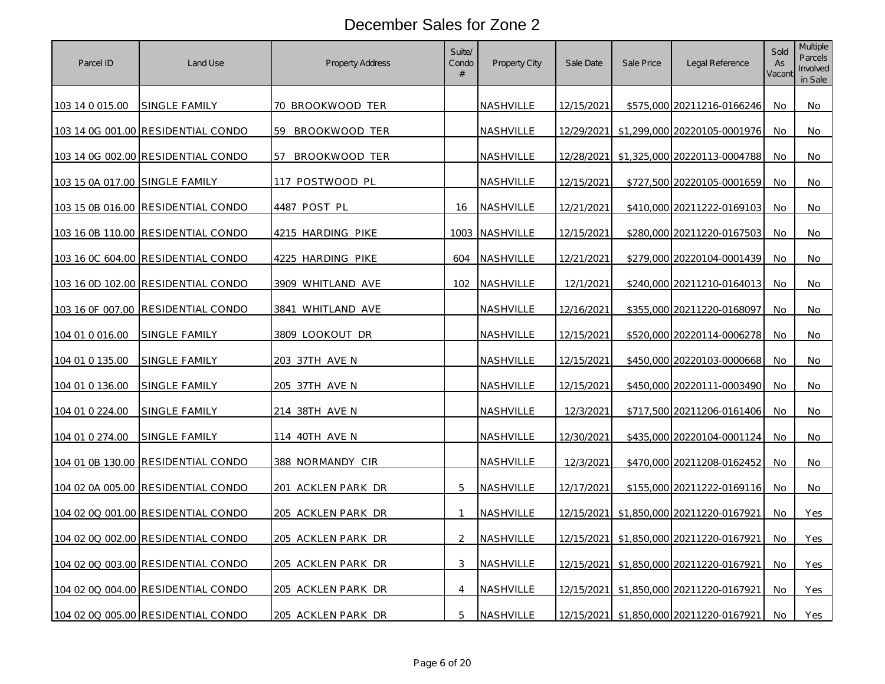# December Sales for Zone 2

| Parcel ID | Land Use | Property Address | Suite/ Condo # | Property City | Sale Date | Sale Price | Legal Reference | Sold As Vacant | Multiple Parcels Involved in Sale |
|---|---|---|---|---|---|---|---|---|---|
| 103 14 0 015.00 | SINGLE FAMILY | 70 BROOKWOOD TER | | NASHVILLE | 12/15/2021 | $575,000 | 20211216-0166246 | No | No |
| 103 14 0G 001.00 | RESIDENTIAL CONDO | 59 BROOKWOOD TER | | NASHVILLE | 12/29/2021 | $1,299,000 | 20220105-0001976 | No | No |
| 103 14 0G 002.00 | RESIDENTIAL CONDO | 57 BROOKWOOD TER | | NASHVILLE | 12/28/2021 | $1,325,000 | 20220113-0004788 | No | No |
| 103 15 0A 017.00 | SINGLE FAMILY | 117 POSTWOOD PL | | NASHVILLE | 12/15/2021 | $727,500 | 20220105-0001659 | No | No |
| 103 15 0B 016.00 | RESIDENTIAL CONDO | 4487 POST PL | 16 | NASHVILLE | 12/21/2021 | $410,000 | 20211222-0169103 | No | No |
| 103 16 0B 110.00 | RESIDENTIAL CONDO | 4215 HARDING PIKE | 1003 | NASHVILLE | 12/15/2021 | $280,000 | 20211220-0167503 | No | No |
| 103 16 0C 604.00 | RESIDENTIAL CONDO | 4225 HARDING PIKE | 604 | NASHVILLE | 12/21/2021 | $279,000 | 20220104-0001439 | No | No |
| 103 16 0D 102.00 | RESIDENTIAL CONDO | 3909 WHITLAND AVE | 102 | NASHVILLE | 12/1/2021 | $240,000 | 20211210-0164013 | No | No |
| 103 16 0F 007.00 | RESIDENTIAL CONDO | 3841 WHITLAND AVE | | NASHVILLE | 12/16/2021 | $355,000 | 20211220-0168097 | No | No |
| 104 01 0 016.00 | SINGLE FAMILY | 3809 LOOKOUT DR | | NASHVILLE | 12/15/2021 | $520,000 | 20220114-0006278 | No | No |
| 104 01 0 135.00 | SINGLE FAMILY | 203 37TH AVE N | | NASHVILLE | 12/15/2021 | $450,000 | 20220103-0000668 | No | No |
| 104 01 0 136.00 | SINGLE FAMILY | 205 37TH AVE N | | NASHVILLE | 12/15/2021 | $450,000 | 20220111-0003490 | No | No |
| 104 01 0 224.00 | SINGLE FAMILY | 214 38TH AVE N | | NASHVILLE | 12/3/2021 | $717,500 | 20211206-0161406 | No | No |
| 104 01 0 274.00 | SINGLE FAMILY | 114 40TH AVE N | | NASHVILLE | 12/30/2021 | $435,000 | 20220104-0001124 | No | No |
| 104 01 0B 130.00 | RESIDENTIAL CONDO | 388 NORMANDY CIR | | NASHVILLE | 12/3/2021 | $470,000 | 20211208-0162452 | No | No |
| 104 02 0A 005.00 | RESIDENTIAL CONDO | 201 ACKLEN PARK DR | 5 | NASHVILLE | 12/17/2021 | $155,000 | 20211222-0169116 | No | No |
| 104 02 0Q 001.00 | RESIDENTIAL CONDO | 205 ACKLEN PARK DR | 1 | NASHVILLE | 12/15/2021 | $1,850,000 | 20211220-0167921 | No | Yes |
| 104 02 0Q 002.00 | RESIDENTIAL CONDO | 205 ACKLEN PARK DR | 2 | NASHVILLE | 12/15/2021 | $1,850,000 | 20211220-0167921 | No | Yes |
| 104 02 0Q 003.00 | RESIDENTIAL CONDO | 205 ACKLEN PARK DR | 3 | NASHVILLE | 12/15/2021 | $1,850,000 | 20211220-0167921 | No | Yes |
| 104 02 0Q 004.00 | RESIDENTIAL CONDO | 205 ACKLEN PARK DR | 4 | NASHVILLE | 12/15/2021 | $1,850,000 | 20211220-0167921 | No | Yes |
| 104 02 0Q 005.00 | RESIDENTIAL CONDO | 205 ACKLEN PARK DR | 5 | NASHVILLE | 12/15/2021 | $1,850,000 | 20211220-0167921 | No | Yes |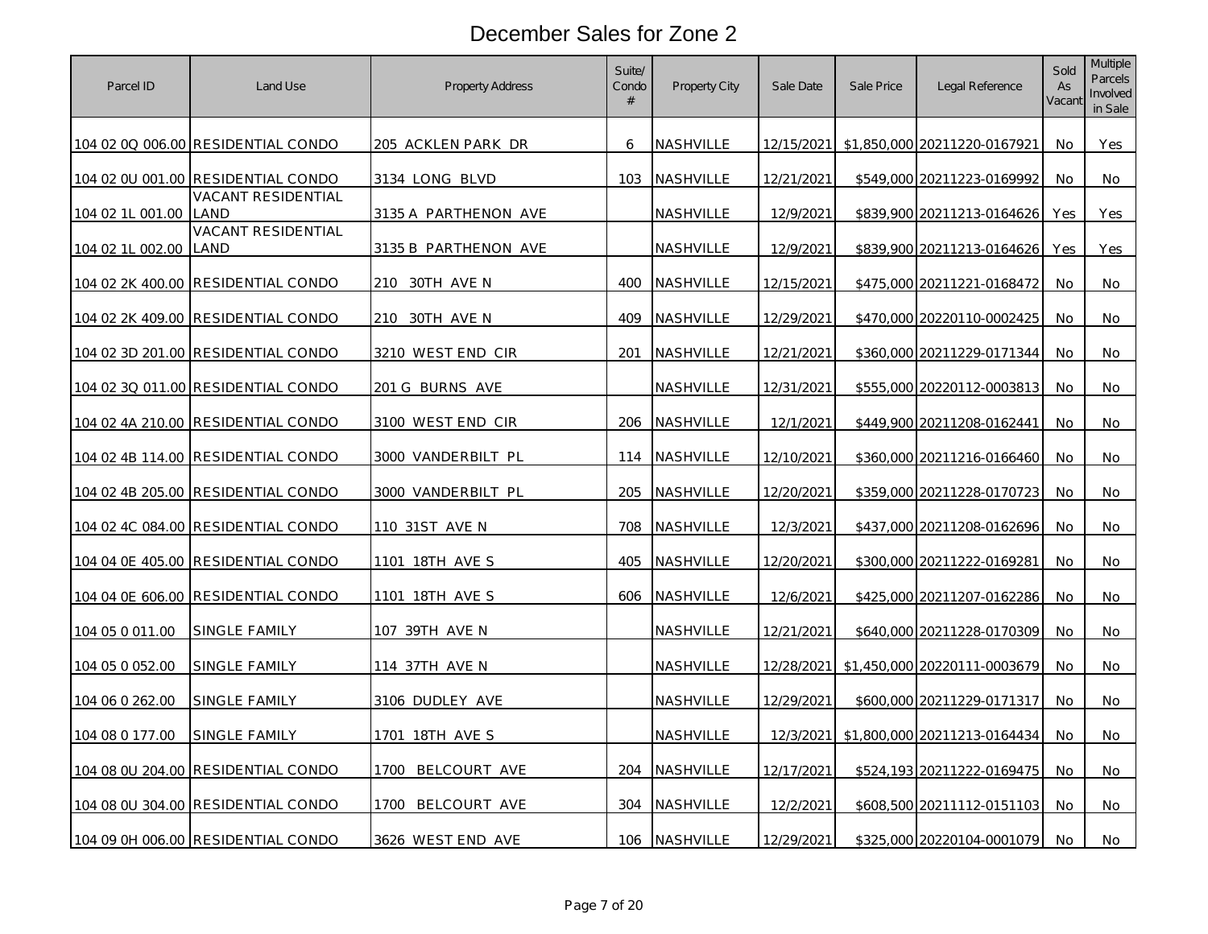# December Sales for Zone 2

| Parcel ID | Land Use | Property Address | Suite/ Condo # | Property City | Sale Date | Sale Price | Legal Reference | Sold As Vacant | Multiple Parcels Involved in Sale |
|---|---|---|---|---|---|---|---|---|---|
| 104 02 0Q 006.00 | RESIDENTIAL CONDO | 205 ACKLEN PARK DR | 6 | NASHVILLE | 12/15/2021 | $1,850,000 | 20211220-0167921 | No | Yes |
| 104 02 0U 001.00 | RESIDENTIAL CONDO | 3134 LONG BLVD | 103 | NASHVILLE | 12/21/2021 | $549,000 | 20211223-0169992 | No | No |
| 104 02 1L 001.00 | VACANT RESIDENTIAL LAND | 3135 A PARTHENON AVE | | NASHVILLE | 12/9/2021 | $839,900 | 20211213-0164626 | Yes | Yes |
| 104 02 1L 002.00 | VACANT RESIDENTIAL LAND | 3135 B PARTHENON AVE | | NASHVILLE | 12/9/2021 | $839,900 | 20211213-0164626 | Yes | Yes |
| 104 02 2K 400.00 | RESIDENTIAL CONDO | 210 30TH AVE N | 400 | NASHVILLE | 12/15/2021 | $475,000 | 20211221-0168472 | No | No |
| 104 02 2K 409.00 | RESIDENTIAL CONDO | 210 30TH AVE N | 409 | NASHVILLE | 12/29/2021 | $470,000 | 20220110-0002425 | No | No |
| 104 02 3D 201.00 | RESIDENTIAL CONDO | 3210 WEST END CIR | 201 | NASHVILLE | 12/21/2021 | $360,000 | 20211229-0171344 | No | No |
| 104 02 3Q 011.00 | RESIDENTIAL CONDO | 201 G BURNS AVE | | NASHVILLE | 12/31/2021 | $555,000 | 20220112-0003813 | No | No |
| 104 02 4A 210.00 | RESIDENTIAL CONDO | 3100 WEST END CIR | 206 | NASHVILLE | 12/1/2021 | $449,900 | 20211208-0162441 | No | No |
| 104 02 4B 114.00 | RESIDENTIAL CONDO | 3000 VANDERBILT PL | 114 | NASHVILLE | 12/10/2021 | $360,000 | 20211216-0166460 | No | No |
| 104 02 4B 205.00 | RESIDENTIAL CONDO | 3000 VANDERBILT PL | 205 | NASHVILLE | 12/20/2021 | $359,000 | 20211228-0170723 | No | No |
| 104 02 4C 084.00 | RESIDENTIAL CONDO | 110 31ST AVE N | 708 | NASHVILLE | 12/3/2021 | $437,000 | 20211208-0162696 | No | No |
| 104 04 0E 405.00 | RESIDENTIAL CONDO | 1101 18TH AVE S | 405 | NASHVILLE | 12/20/2021 | $300,000 | 20211222-0169281 | No | No |
| 104 04 0E 606.00 | RESIDENTIAL CONDO | 1101 18TH AVE S | 606 | NASHVILLE | 12/6/2021 | $425,000 | 20211207-0162286 | No | No |
| 104 05 0 011.00 | SINGLE FAMILY | 107 39TH AVE N | | NASHVILLE | 12/21/2021 | $640,000 | 20211228-0170309 | No | No |
| 104 05 0 052.00 | SINGLE FAMILY | 114 37TH AVE N | | NASHVILLE | 12/28/2021 | $1,450,000 | 20220111-0003679 | No | No |
| 104 06 0 262.00 | SINGLE FAMILY | 3106 DUDLEY AVE | | NASHVILLE | 12/29/2021 | $600,000 | 20211229-0171317 | No | No |
| 104 08 0 177.00 | SINGLE FAMILY | 1701 18TH AVE S | | NASHVILLE | 12/3/2021 | $1,800,000 | 20211213-0164434 | No | No |
| 104 08 0U 204.00 | RESIDENTIAL CONDO | 1700 BELCOURT AVE | 204 | NASHVILLE | 12/17/2021 | $524,193 | 20211222-0169475 | No | No |
| 104 08 0U 304.00 | RESIDENTIAL CONDO | 1700 BELCOURT AVE | 304 | NASHVILLE | 12/2/2021 | $608,500 | 20211112-0151103 | No | No |
| 104 09 0H 006.00 | RESIDENTIAL CONDO | 3626 WEST END AVE | 106 | NASHVILLE | 12/29/2021 | $325,000 | 20220104-0001079 | No | No |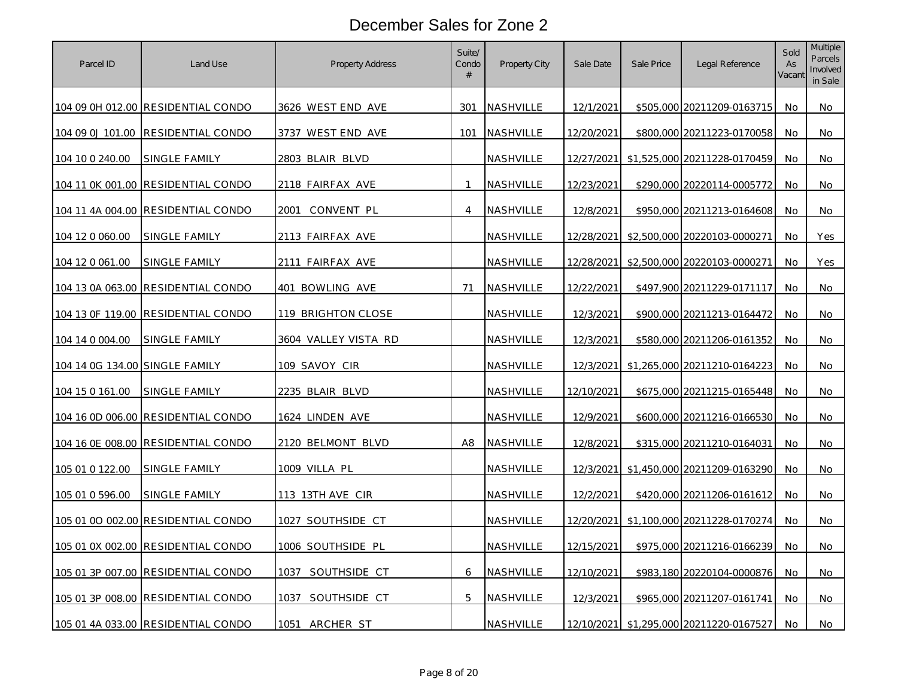# December Sales for Zone 2

| Parcel ID | Land Use | Property Address | Suite/ Condo # | Property City | Sale Date | Sale Price | Legal Reference | Sold As Vacant | Multiple Parcels Involved in Sale |
|---|---|---|---|---|---|---|---|---|---|
| 104 09 0H 012.00 | RESIDENTIAL CONDO | 3626 WEST END AVE | 301 | NASHVILLE | 12/1/2021 | $505,000 | 20211209-0163715 | No | No |
| 104 09 0J 101.00 | RESIDENTIAL CONDO | 3737 WEST END AVE | 101 | NASHVILLE | 12/20/2021 | $800,000 | 20211223-0170058 | No | No |
| 104 10 0 240.00 | SINGLE FAMILY | 2803 BLAIR BLVD | | NASHVILLE | 12/27/2021 | $1,525,000 | 20211228-0170459 | No | No |
| 104 11 0K 001.00 | RESIDENTIAL CONDO | 2118 FAIRFAX AVE | 1 | NASHVILLE | 12/23/2021 | $290,000 | 20220114-0005772 | No | No |
| 104 11 4A 004.00 | RESIDENTIAL CONDO | 2001 CONVENT PL | 4 | NASHVILLE | 12/8/2021 | $950,000 | 20211213-0164608 | No | No |
| 104 12 0 060.00 | SINGLE FAMILY | 2113 FAIRFAX AVE | | NASHVILLE | 12/28/2021 | $2,500,000 | 20220103-0000271 | No | Yes |
| 104 12 0 061.00 | SINGLE FAMILY | 2111 FAIRFAX AVE | | NASHVILLE | 12/28/2021 | $2,500,000 | 20220103-0000271 | No | Yes |
| 104 13 0A 063.00 | RESIDENTIAL CONDO | 401 BOWLING AVE | 71 | NASHVILLE | 12/22/2021 | $497,900 | 20211229-0171117 | No | No |
| 104 13 0F 119.00 | RESIDENTIAL CONDO | 119 BRIGHTON CLOSE | | NASHVILLE | 12/3/2021 | $900,000 | 20211213-0164472 | No | No |
| 104 14 0 004.00 | SINGLE FAMILY | 3604 VALLEY VISTA RD | | NASHVILLE | 12/3/2021 | $580,000 | 20211206-0161352 | No | No |
| 104 14 0G 134.00 | SINGLE FAMILY | 109 SAVOY CIR | | NASHVILLE | 12/3/2021 | $1,265,000 | 20211210-0164223 | No | No |
| 104 15 0 161.00 | SINGLE FAMILY | 2235 BLAIR BLVD | | NASHVILLE | 12/10/2021 | $675,000 | 20211215-0165448 | No | No |
| 104 16 0D 006.00 | RESIDENTIAL CONDO | 1624 LINDEN AVE | | NASHVILLE | 12/9/2021 | $600,000 | 20211216-0166530 | No | No |
| 104 16 0E 008.00 | RESIDENTIAL CONDO | 2120 BELMONT BLVD | A8 | NASHVILLE | 12/8/2021 | $315,000 | 20211210-0164031 | No | No |
| 105 01 0 122.00 | SINGLE FAMILY | 1009 VILLA PL | | NASHVILLE | 12/3/2021 | $1,450,000 | 20211209-0163290 | No | No |
| 105 01 0 596.00 | SINGLE FAMILY | 113 13TH AVE CIR | | NASHVILLE | 12/2/2021 | $420,000 | 20211206-0161612 | No | No |
| 105 01 0O 002.00 | RESIDENTIAL CONDO | 1027 SOUTHSIDE CT | | NASHVILLE | 12/20/2021 | $1,100,000 | 20211228-0170274 | No | No |
| 105 01 0X 002.00 | RESIDENTIAL CONDO | 1006 SOUTHSIDE PL | | NASHVILLE | 12/15/2021 | $975,000 | 20211216-0166239 | No | No |
| 105 01 3P 007.00 | RESIDENTIAL CONDO | 1037 SOUTHSIDE CT | 6 | NASHVILLE | 12/10/2021 | $983,180 | 20220104-0000876 | No | No |
| 105 01 3P 008.00 | RESIDENTIAL CONDO | 1037 SOUTHSIDE CT | 5 | NASHVILLE | 12/3/2021 | $965,000 | 20211207-0161741 | No | No |
| 105 01 4A 033.00 | RESIDENTIAL CONDO | 1051 ARCHER ST | | NASHVILLE | 12/10/2021 | $1,295,000 | 20211220-0167527 | No | No |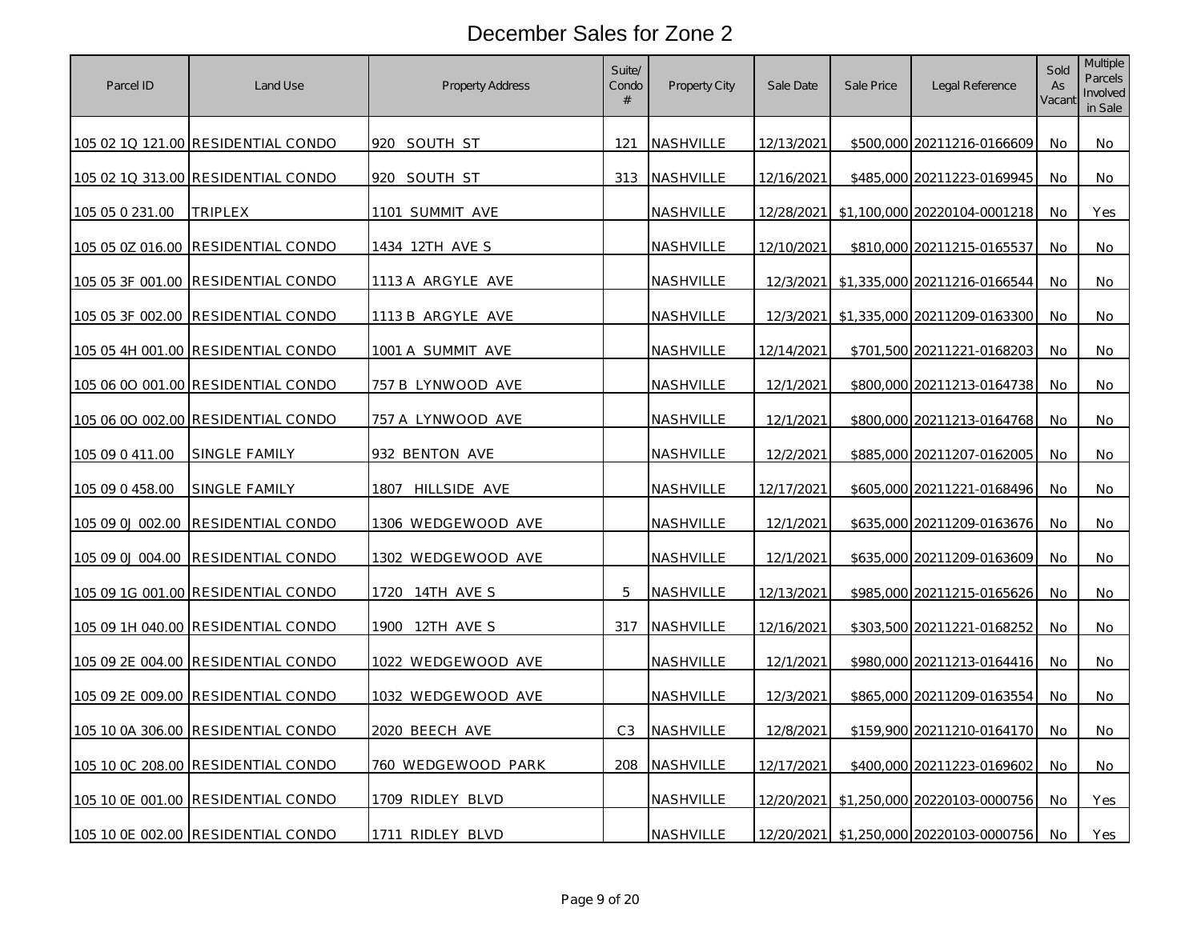# December Sales for Zone 2

| Parcel ID | Land Use | Property Address | Suite/ Condo # | Property City | Sale Date | Sale Price | Legal Reference | Sold As Vacant | Multiple Parcels Involved in Sale |
|---|---|---|---|---|---|---|---|---|---|
| 105 02 1Q 121.00 | RESIDENTIAL CONDO | 920 SOUTH ST | 121 | NASHVILLE | 12/13/2021 | $500,000 | 20211216-0166609 | No | No |
| 105 02 1Q 313.00 | RESIDENTIAL CONDO | 920 SOUTH ST | 313 | NASHVILLE | 12/16/2021 | $485,000 | 20211223-0169945 | No | No |
| 105 05 0 231.00 | TRIPLEX | 1101 SUMMIT AVE | | NASHVILLE | 12/28/2021 | $1,100,000 | 20220104-0001218 | No | Yes |
| 105 05 0Z 016.00 | RESIDENTIAL CONDO | 1434 12TH AVE S | | NASHVILLE | 12/10/2021 | $810,000 | 20211215-0165537 | No | No |
| 105 05 3F 001.00 | RESIDENTIAL CONDO | 1113 A ARGYLE AVE | | NASHVILLE | 12/3/2021 | $1,335,000 | 20211216-0166544 | No | No |
| 105 05 3F 002.00 | RESIDENTIAL CONDO | 1113 B ARGYLE AVE | | NASHVILLE | 12/3/2021 | $1,335,000 | 20211209-0163300 | No | No |
| 105 05 4H 001.00 | RESIDENTIAL CONDO | 1001 A SUMMIT AVE | | NASHVILLE | 12/14/2021 | $701,500 | 20211221-0168203 | No | No |
| 105 06 0O 001.00 | RESIDENTIAL CONDO | 757 B LYNWOOD AVE | | NASHVILLE | 12/1/2021 | $800,000 | 20211213-0164738 | No | No |
| 105 06 0O 002.00 | RESIDENTIAL CONDO | 757 A LYNWOOD AVE | | NASHVILLE | 12/1/2021 | $800,000 | 20211213-0164768 | No | No |
| 105 09 0 411.00 | SINGLE FAMILY | 932 BENTON AVE | | NASHVILLE | 12/2/2021 | $885,000 | 20211207-0162005 | No | No |
| 105 09 0 458.00 | SINGLE FAMILY | 1807 HILLSIDE AVE | | NASHVILLE | 12/17/2021 | $605,000 | 20211221-0168496 | No | No |
| 105 09 0J 002.00 | RESIDENTIAL CONDO | 1306 WEDGEWOOD AVE | | NASHVILLE | 12/1/2021 | $635,000 | 20211209-0163676 | No | No |
| 105 09 0J 004.00 | RESIDENTIAL CONDO | 1302 WEDGEWOOD AVE | | NASHVILLE | 12/1/2021 | $635,000 | 20211209-0163609 | No | No |
| 105 09 1G 001.00 | RESIDENTIAL CONDO | 1720 14TH AVE S | 5 | NASHVILLE | 12/13/2021 | $985,000 | 20211215-0165626 | No | No |
| 105 09 1H 040.00 | RESIDENTIAL CONDO | 1900 12TH AVE S | 317 | NASHVILLE | 12/16/2021 | $303,500 | 20211221-0168252 | No | No |
| 105 09 2E 004.00 | RESIDENTIAL CONDO | 1022 WEDGEWOOD AVE | | NASHVILLE | 12/1/2021 | $980,000 | 20211213-0164416 | No | No |
| 105 09 2E 009.00 | RESIDENTIAL CONDO | 1032 WEDGEWOOD AVE | | NASHVILLE | 12/3/2021 | $865,000 | 20211209-0163554 | No | No |
| 105 10 0A 306.00 | RESIDENTIAL CONDO | 2020 BEECH AVE | C3 | NASHVILLE | 12/8/2021 | $159,900 | 20211210-0164170 | No | No |
| 105 10 0C 208.00 | RESIDENTIAL CONDO | 760 WEDGEWOOD PARK | 208 | NASHVILLE | 12/17/2021 | $400,000 | 20211223-0169602 | No | No |
| 105 10 0E 001.00 | RESIDENTIAL CONDO | 1709 RIDLEY BLVD | | NASHVILLE | 12/20/2021 | $1,250,000 | 20220103-0000756 | No | Yes |
| 105 10 0E 002.00 | RESIDENTIAL CONDO | 1711 RIDLEY BLVD | | NASHVILLE | 12/20/2021 | $1,250,000 | 20220103-0000756 | No | Yes |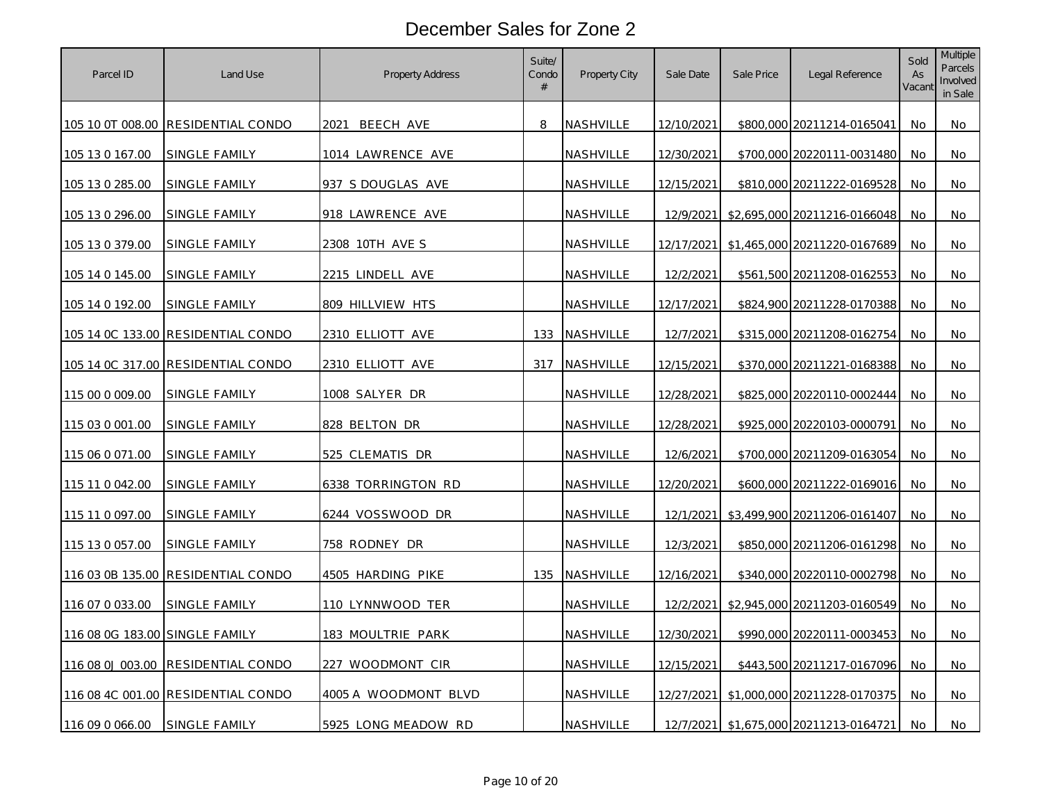# December Sales for Zone 2

| Parcel ID | Land Use | Property Address | Suite/ Condo # | Property City | Sale Date | Sale Price | Legal Reference | Sold As Vacant | Multiple Parcels Involved in Sale |
|---|---|---|---|---|---|---|---|---|---|
| 105 10 0T 008.00 | RESIDENTIAL CONDO | 2021 BEECH AVE | 8 | NASHVILLE | 12/10/2021 | $800,000 | 20211214-0165041 | No | No |
| 105 13 0 167.00 | SINGLE FAMILY | 1014 LAWRENCE AVE | | NASHVILLE | 12/30/2021 | $700,000 | 20220111-0031480 | No | No |
| 105 13 0 285.00 | SINGLE FAMILY | 937 S DOUGLAS AVE | | NASHVILLE | 12/15/2021 | $810,000 | 20211222-0169528 | No | No |
| 105 13 0 296.00 | SINGLE FAMILY | 918 LAWRENCE AVE | | NASHVILLE | 12/9/2021 | $2,695,000 | 20211216-0166048 | No | No |
| 105 13 0 379.00 | SINGLE FAMILY | 2308 10TH AVE S | | NASHVILLE | 12/17/2021 | $1,465,000 | 20211220-0167689 | No | No |
| 105 14 0 145.00 | SINGLE FAMILY | 2215 LINDELL AVE | | NASHVILLE | 12/2/2021 | $561,500 | 20211208-0162553 | No | No |
| 105 14 0 192.00 | SINGLE FAMILY | 809 HILLVIEW HTS | | NASHVILLE | 12/17/2021 | $824,900 | 20211228-0170388 | No | No |
| 105 14 0C 133.00 | RESIDENTIAL CONDO | 2310 ELLIOTT AVE | 133 | NASHVILLE | 12/7/2021 | $315,000 | 20211208-0162754 | No | No |
| 105 14 0C 317.00 | RESIDENTIAL CONDO | 2310 ELLIOTT AVE | 317 | NASHVILLE | 12/15/2021 | $370,000 | 20211221-0168388 | No | No |
| 115 00 0 009.00 | SINGLE FAMILY | 1008 SALYER DR | | NASHVILLE | 12/28/2021 | $825,000 | 20220110-0002444 | No | No |
| 115 03 0 001.00 | SINGLE FAMILY | 828 BELTON DR | | NASHVILLE | 12/28/2021 | $925,000 | 20220103-0000791 | No | No |
| 115 06 0 071.00 | SINGLE FAMILY | 525 CLEMATIS DR | | NASHVILLE | 12/6/2021 | $700,000 | 20211209-0163054 | No | No |
| 115 11 0 042.00 | SINGLE FAMILY | 6338 TORRINGTON RD | | NASHVILLE | 12/20/2021 | $600,000 | 20211222-0169016 | No | No |
| 115 11 0 097.00 | SINGLE FAMILY | 6244 VOSSWOOD DR | | NASHVILLE | 12/1/2021 | $3,499,900 | 20211206-0161407 | No | No |
| 115 13 0 057.00 | SINGLE FAMILY | 758 RODNEY DR | | NASHVILLE | 12/3/2021 | $850,000 | 20211206-0161298 | No | No |
| 116 03 0B 135.00 | RESIDENTIAL CONDO | 4505 HARDING PIKE | 135 | NASHVILLE | 12/16/2021 | $340,000 | 20220110-0002798 | No | No |
| 116 07 0 033.00 | SINGLE FAMILY | 110 LYNNWOOD TER | | NASHVILLE | 12/2/2021 | $2,945,000 | 20211203-0160549 | No | No |
| 116 08 0G 183.00 | SINGLE FAMILY | 183 MOULTRIE PARK | | NASHVILLE | 12/30/2021 | $990,000 | 20220111-0003453 | No | No |
| 116 08 0J 003.00 | RESIDENTIAL CONDO | 227 WOODMONT CIR | | NASHVILLE | 12/15/2021 | $443,500 | 20211217-0167096 | No | No |
| 116 08 4C 001.00 | RESIDENTIAL CONDO | 4005 A WOODMONT BLVD | | NASHVILLE | 12/27/2021 | $1,000,000 | 20211228-0170375 | No | No |
| 116 09 0 066.00 | SINGLE FAMILY | 5925 LONG MEADOW RD | | NASHVILLE | 12/7/2021 | $1,675,000 | 20211213-0164721 | No | No |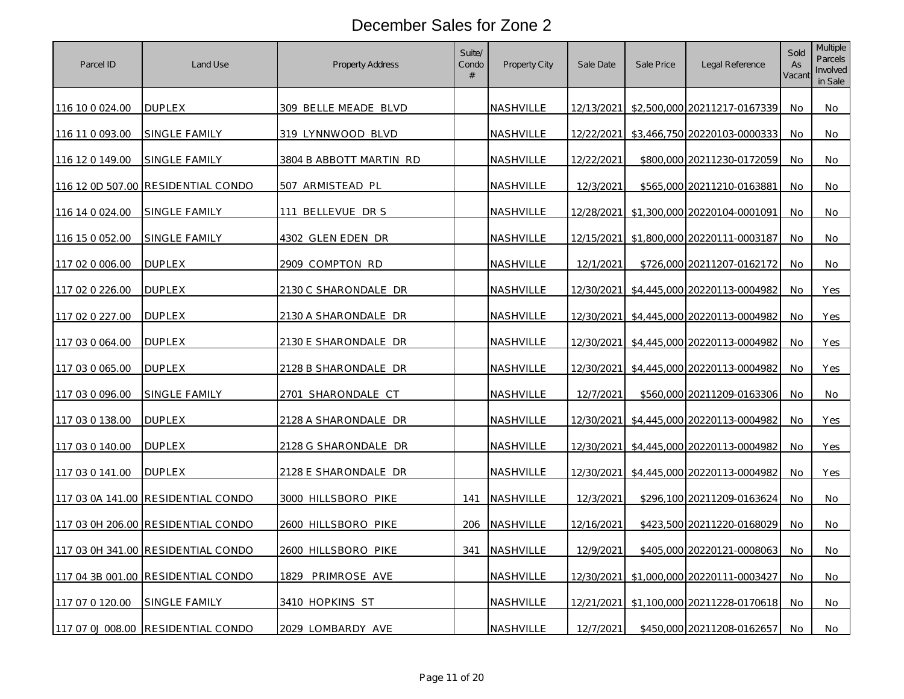# December Sales for Zone 2

| Parcel ID | Land Use | Property Address | Suite/ Condo # | Property City | Sale Date | Sale Price | Legal Reference | Sold As Vacant | Multiple Parcels Involved in Sale |
|---|---|---|---|---|---|---|---|---|---|
| 116 10 0 024.00 | DUPLEX | 309 BELLE MEADE BLVD | | NASHVILLE | 12/13/2021 | $2,500,000 | 20211217-0167339 | No | No |
| 116 11 0 093.00 | SINGLE FAMILY | 319 LYNNWOOD BLVD | | NASHVILLE | 12/22/2021 | $3,466,750 | 20220103-0000333 | No | No |
| 116 12 0 149.00 | SINGLE FAMILY | 3804 B ABBOTT MARTIN RD | | NASHVILLE | 12/22/2021 | $800,000 | 20211230-0172059 | No | No |
| 116 12 0D 507.00 | RESIDENTIAL CONDO | 507 ARMISTEAD PL | | NASHVILLE | 12/3/2021 | $565,000 | 20211210-0163881 | No | No |
| 116 14 0 024.00 | SINGLE FAMILY | 111 BELLEVUE DR S | | NASHVILLE | 12/28/2021 | $1,300,000 | 20220104-0001091 | No | No |
| 116 15 0 052.00 | SINGLE FAMILY | 4302 GLEN EDEN DR | | NASHVILLE | 12/15/2021 | $1,800,000 | 20220111-0003187 | No | No |
| 117 02 0 006.00 | DUPLEX | 2909 COMPTON RD | | NASHVILLE | 12/1/2021 | $726,000 | 20211207-0162172 | No | No |
| 117 02 0 226.00 | DUPLEX | 2130 C SHARONDALE DR | | NASHVILLE | 12/30/2021 | $4,445,000 | 20220113-0004982 | No | Yes |
| 117 02 0 227.00 | DUPLEX | 2130 A SHARONDALE DR | | NASHVILLE | 12/30/2021 | $4,445,000 | 20220113-0004982 | No | Yes |
| 117 03 0 064.00 | DUPLEX | 2130 E SHARONDALE DR | | NASHVILLE | 12/30/2021 | $4,445,000 | 20220113-0004982 | No | Yes |
| 117 03 0 065.00 | DUPLEX | 2128 B SHARONDALE DR | | NASHVILLE | 12/30/2021 | $4,445,000 | 20220113-0004982 | No | Yes |
| 117 03 0 096.00 | SINGLE FAMILY | 2701 SHARONDALE CT | | NASHVILLE | 12/7/2021 | $560,000 | 20211209-0163306 | No | No |
| 117 03 0 138.00 | DUPLEX | 2128 A SHARONDALE DR | | NASHVILLE | 12/30/2021 | $4,445,000 | 20220113-0004982 | No | Yes |
| 117 03 0 140.00 | DUPLEX | 2128 G SHARONDALE DR | | NASHVILLE | 12/30/2021 | $4,445,000 | 20220113-0004982 | No | Yes |
| 117 03 0 141.00 | DUPLEX | 2128 E SHARONDALE DR | | NASHVILLE | 12/30/2021 | $4,445,000 | 20220113-0004982 | No | Yes |
| 117 03 0A 141.00 | RESIDENTIAL CONDO | 3000 HILLSBORO PIKE | 141 | NASHVILLE | 12/3/2021 | $296,100 | 20211209-0163624 | No | No |
| 117 03 0H 206.00 | RESIDENTIAL CONDO | 2600 HILLSBORO PIKE | 206 | NASHVILLE | 12/16/2021 | $423,500 | 20211220-0168029 | No | No |
| 117 03 0H 341.00 | RESIDENTIAL CONDO | 2600 HILLSBORO PIKE | 341 | NASHVILLE | 12/9/2021 | $405,000 | 20220121-0008063 | No | No |
| 117 04 3B 001.00 | RESIDENTIAL CONDO | 1829 PRIMROSE AVE | | NASHVILLE | 12/30/2021 | $1,000,000 | 20220111-0003427 | No | No |
| 117 07 0 120.00 | SINGLE FAMILY | 3410 HOPKINS ST | | NASHVILLE | 12/21/2021 | $1,100,000 | 20211228-0170618 | No | No |
| 117 07 0J 008.00 | RESIDENTIAL CONDO | 2029 LOMBARDY AVE | | NASHVILLE | 12/7/2021 | $450,000 | 20211208-0162657 | No | No |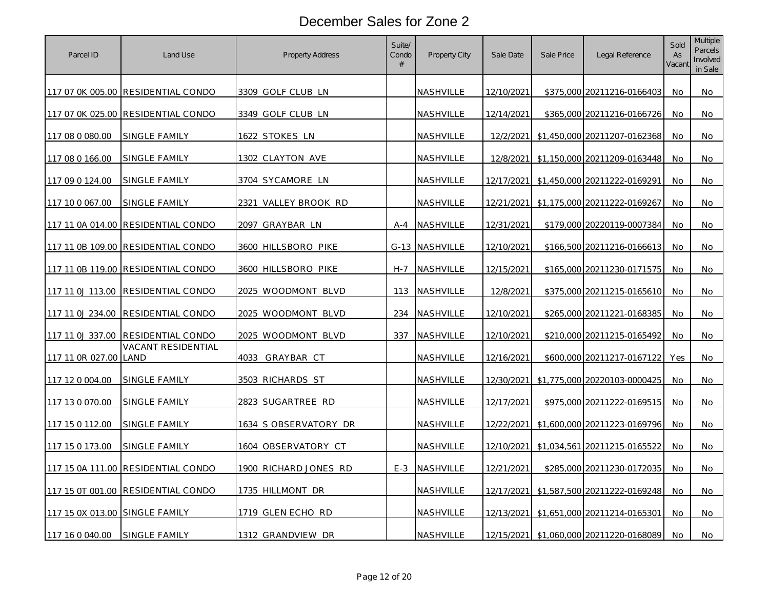# December Sales for Zone 2

| Parcel ID | Land Use | Property Address | Suite/ Condo # | Property City | Sale Date | Sale Price | Legal Reference | Sold As Vacant | Multiple Parcels Involved in Sale |
|---|---|---|---|---|---|---|---|---|---|
| 117 07 0K 005.00 | RESIDENTIAL CONDO | 3309 GOLF CLUB LN | | NASHVILLE | 12/10/2021 | $375,000 | 20211216-0166403 | No | No |
| 117 07 0K 025.00 | RESIDENTIAL CONDO | 3349 GOLF CLUB LN | | NASHVILLE | 12/14/2021 | $365,000 | 20211216-0166726 | No | No |
| 117 08 0 080.00 | SINGLE FAMILY | 1622 STOKES LN | | NASHVILLE | 12/2/2021 | $1,450,000 | 20211207-0162368 | No | No |
| 117 08 0 166.00 | SINGLE FAMILY | 1302 CLAYTON AVE | | NASHVILLE | 12/8/2021 | $1,150,000 | 20211209-0163448 | No | No |
| 117 09 0 124.00 | SINGLE FAMILY | 3704 SYCAMORE LN | | NASHVILLE | 12/17/2021 | $1,450,000 | 20211222-0169291 | No | No |
| 117 10 0 067.00 | SINGLE FAMILY | 2321 VALLEY BROOK RD | | NASHVILLE | 12/21/2021 | $1,175,000 | 20211222-0169267 | No | No |
| 117 11 0A 014.00 | RESIDENTIAL CONDO | 2097 GRAYBAR LN | A-4 | NASHVILLE | 12/31/2021 | $179,000 | 20220119-0007384 | No | No |
| 117 11 0B 109.00 | RESIDENTIAL CONDO | 3600 HILLSBORO PIKE | G-13 | NASHVILLE | 12/10/2021 | $166,500 | 20211216-0166613 | No | No |
| 117 11 0B 119.00 | RESIDENTIAL CONDO | 3600 HILLSBORO PIKE | H-7 | NASHVILLE | 12/15/2021 | $165,000 | 20211230-0171575 | No | No |
| 117 11 0J 113.00 | RESIDENTIAL CONDO | 2025 WOODMONT BLVD | 113 | NASHVILLE | 12/8/2021 | $375,000 | 20211215-0165610 | No | No |
| 117 11 0J 234.00 | RESIDENTIAL CONDO | 2025 WOODMONT BLVD | 234 | NASHVILLE | 12/10/2021 | $265,000 | 20211221-0168385 | No | No |
| 117 11 0J 337.00 | RESIDENTIAL CONDO | 2025 WOODMONT BLVD | 337 | NASHVILLE | 12/10/2021 | $210,000 | 20211215-0165492 | No | No |
| 117 11 0R 027.00 | VACANT RESIDENTIAL LAND | 4033 GRAYBAR CT | | NASHVILLE | 12/16/2021 | $600,000 | 20211217-0167122 | Yes | No |
| 117 12 0 004.00 | SINGLE FAMILY | 3503 RICHARDS ST | | NASHVILLE | 12/30/2021 | $1,775,000 | 20220103-0000425 | No | No |
| 117 13 0 070.00 | SINGLE FAMILY | 2823 SUGARTREE RD | | NASHVILLE | 12/17/2021 | $975,000 | 20211222-0169515 | No | No |
| 117 15 0 112.00 | SINGLE FAMILY | 1634 S OBSERVATORY DR | | NASHVILLE | 12/22/2021 | $1,600,000 | 20211223-0169796 | No | No |
| 117 15 0 173.00 | SINGLE FAMILY | 1604 OBSERVATORY CT | | NASHVILLE | 12/10/2021 | $1,034,561 | 20211215-0165522 | No | No |
| 117 15 0A 111.00 | RESIDENTIAL CONDO | 1900 RICHARD JONES RD | E-3 | NASHVILLE | 12/21/2021 | $285,000 | 20211230-0172035 | No | No |
| 117 15 0T 001.00 | RESIDENTIAL CONDO | 1735 HILLMONT DR | | NASHVILLE | 12/17/2021 | $1,587,500 | 20211222-0169248 | No | No |
| 117 15 0X 013.00 | SINGLE FAMILY | 1719 GLEN ECHO RD | | NASHVILLE | 12/13/2021 | $1,651,000 | 20211214-0165301 | No | No |
| 117 16 0 040.00 | SINGLE FAMILY | 1312 GRANDVIEW DR | | NASHVILLE | 12/15/2021 | $1,060,000 | 20211220-0168089 | No | No |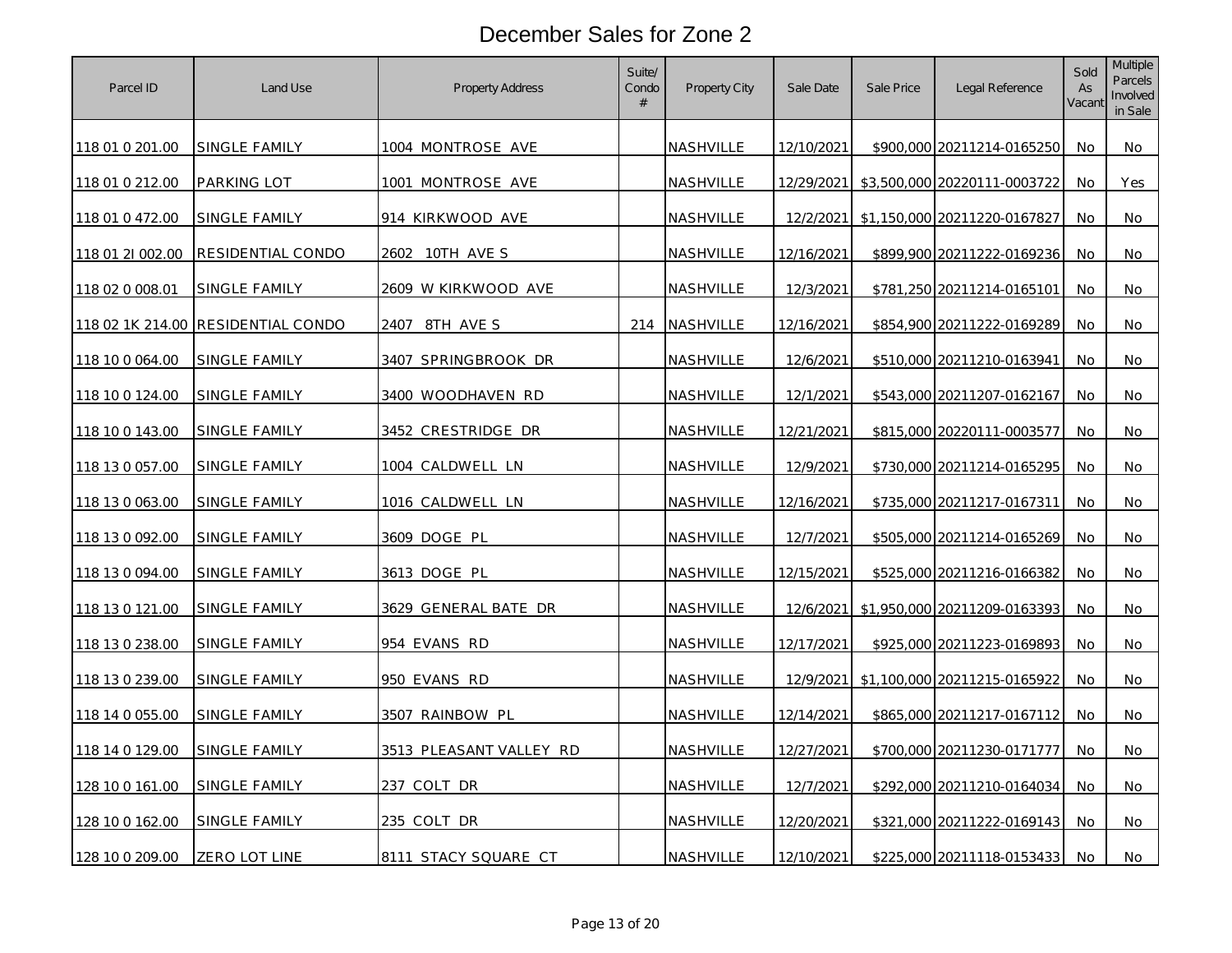# December Sales for Zone 2

| Parcel ID | Land Use | Property Address | Suite/ Condo # | Property City | Sale Date | Sale Price | Legal Reference | Sold As Vacant | Multiple Parcels Involved in Sale |
|---|---|---|---|---|---|---|---|---|---|
| 118 01 0 201.00 | SINGLE FAMILY | 1004 MONTROSE AVE | | NASHVILLE | 12/10/2021 | $900,000 | 20211214-0165250 | No | No |
| 118 01 0 212.00 | PARKING LOT | 1001 MONTROSE AVE | | NASHVILLE | 12/29/2021 | $3,500,000 | 20220111-0003722 | No | Yes |
| 118 01 0 472.00 | SINGLE FAMILY | 914 KIRKWOOD AVE | | NASHVILLE | 12/2/2021 | $1,150,000 | 20211220-0167827 | No | No |
| 118 01 2I 002.00 | RESIDENTIAL CONDO | 2602 10TH AVE S | | NASHVILLE | 12/16/2021 | $899,900 | 20211222-0169236 | No | No |
| 118 02 0 008.01 | SINGLE FAMILY | 2609 W KIRKWOOD AVE | | NASHVILLE | 12/3/2021 | $781,250 | 20211214-0165101 | No | No |
| 118 02 1K 214.00 | RESIDENTIAL CONDO | 2407 8TH AVE S | 214 | NASHVILLE | 12/16/2021 | $854,900 | 20211222-0169289 | No | No |
| 118 10 0 064.00 | SINGLE FAMILY | 3407 SPRINGBROOK DR | | NASHVILLE | 12/6/2021 | $510,000 | 20211210-0163941 | No | No |
| 118 10 0 124.00 | SINGLE FAMILY | 3400 WOODHAVEN RD | | NASHVILLE | 12/1/2021 | $543,000 | 20211207-0162167 | No | No |
| 118 10 0 143.00 | SINGLE FAMILY | 3452 CRESTRIDGE DR | | NASHVILLE | 12/21/2021 | $815,000 | 20220111-0003577 | No | No |
| 118 13 0 057.00 | SINGLE FAMILY | 1004 CALDWELL LN | | NASHVILLE | 12/9/2021 | $730,000 | 20211214-0165295 | No | No |
| 118 13 0 063.00 | SINGLE FAMILY | 1016 CALDWELL LN | | NASHVILLE | 12/16/2021 | $735,000 | 20211217-0167311 | No | No |
| 118 13 0 092.00 | SINGLE FAMILY | 3609 DOGE PL | | NASHVILLE | 12/7/2021 | $505,000 | 20211214-0165269 | No | No |
| 118 13 0 094.00 | SINGLE FAMILY | 3613 DOGE PL | | NASHVILLE | 12/15/2021 | $525,000 | 20211216-0166382 | No | No |
| 118 13 0 121.00 | SINGLE FAMILY | 3629 GENERAL BATE DR | | NASHVILLE | 12/6/2021 | $1,950,000 | 20211209-0163393 | No | No |
| 118 13 0 238.00 | SINGLE FAMILY | 954 EVANS RD | | NASHVILLE | 12/17/2021 | $925,000 | 20211223-0169893 | No | No |
| 118 13 0 239.00 | SINGLE FAMILY | 950 EVANS RD | | NASHVILLE | 12/9/2021 | $1,100,000 | 20211215-0165922 | No | No |
| 118 14 0 055.00 | SINGLE FAMILY | 3507 RAINBOW PL | | NASHVILLE | 12/14/2021 | $865,000 | 20211217-0167112 | No | No |
| 118 14 0 129.00 | SINGLE FAMILY | 3513 PLEASANT VALLEY RD | | NASHVILLE | 12/27/2021 | $700,000 | 20211230-0171777 | No | No |
| 128 10 0 161.00 | SINGLE FAMILY | 237 COLT DR | | NASHVILLE | 12/7/2021 | $292,000 | 20211210-0164034 | No | No |
| 128 10 0 162.00 | SINGLE FAMILY | 235 COLT DR | | NASHVILLE | 12/20/2021 | $321,000 | 20211222-0169143 | No | No |
| 128 10 0 209.00 | ZERO LOT LINE | 8111 STACY SQUARE CT | | NASHVILLE | 12/10/2021 | $225,000 | 20211118-0153433 | No | No |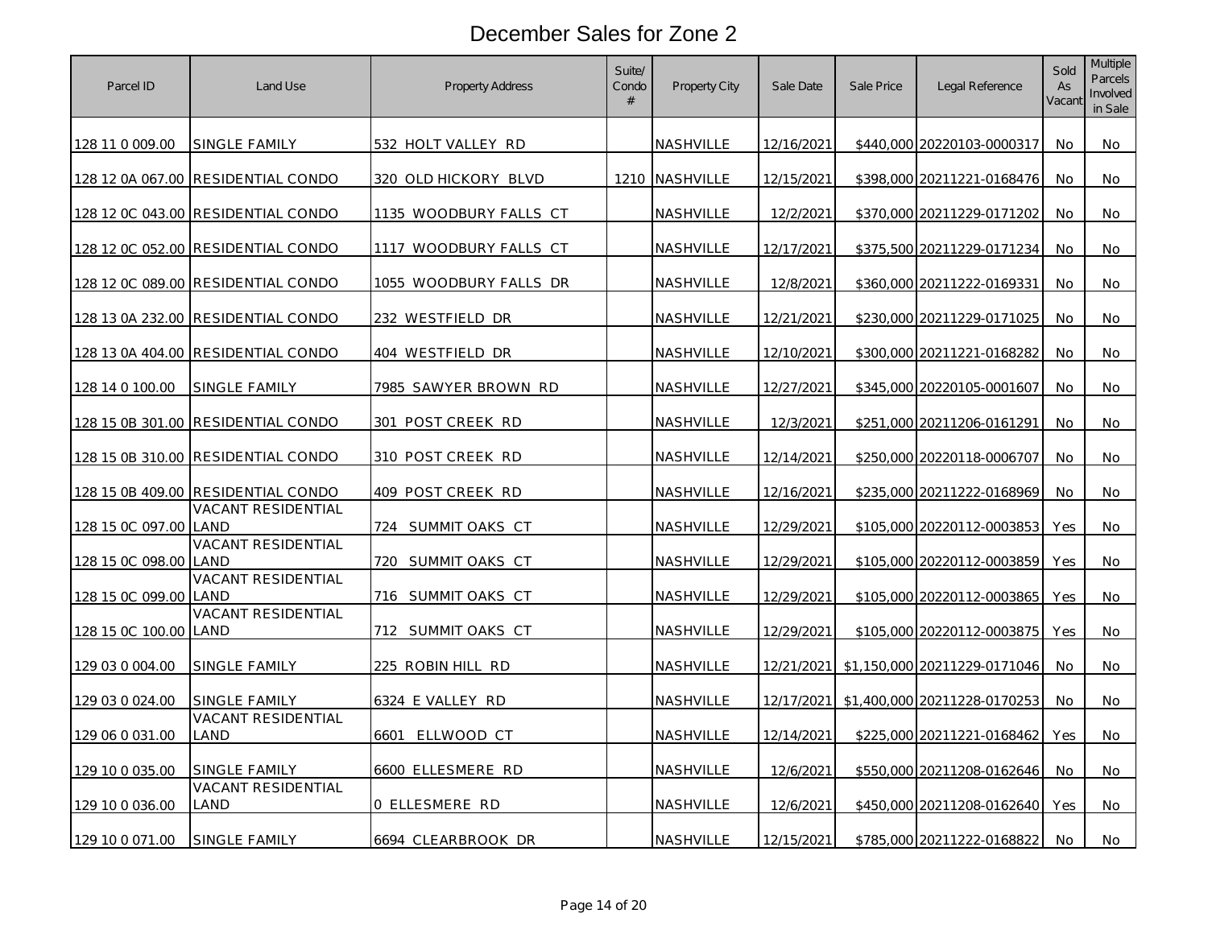# December Sales for Zone 2

| Parcel ID | Land Use | Property Address | Suite/ Condo # | Property City | Sale Date | Sale Price | Legal Reference | Sold As Vacant | Multiple Parcels Involved in Sale |
|---|---|---|---|---|---|---|---|---|---|
| 128 11 0 009.00 | SINGLE FAMILY | 532 HOLT VALLEY RD | | NASHVILLE | 12/16/2021 | $440,000 | 20220103-0000317 | No | No |
| 128 12 0A 067.00 | RESIDENTIAL CONDO | 320 OLD HICKORY BLVD | 1210 | NASHVILLE | 12/15/2021 | $398,000 | 20211221-0168476 | No | No |
| 128 12 0C 043.00 | RESIDENTIAL CONDO | 1135 WOODBURY FALLS CT | | NASHVILLE | 12/2/2021 | $370,000 | 20211229-0171202 | No | No |
| 128 12 0C 052.00 | RESIDENTIAL CONDO | 1117 WOODBURY FALLS CT | | NASHVILLE | 12/17/2021 | $375,500 | 20211229-0171234 | No | No |
| 128 12 0C 089.00 | RESIDENTIAL CONDO | 1055 WOODBURY FALLS DR | | NASHVILLE | 12/8/2021 | $360,000 | 20211222-0169331 | No | No |
| 128 13 0A 232.00 | RESIDENTIAL CONDO | 232 WESTFIELD DR | | NASHVILLE | 12/21/2021 | $230,000 | 20211229-0171025 | No | No |
| 128 13 0A 404.00 | RESIDENTIAL CONDO | 404 WESTFIELD DR | | NASHVILLE | 12/10/2021 | $300,000 | 20211221-0168282 | No | No |
| 128 14 0 100.00 | SINGLE FAMILY | 7985 SAWYER BROWN RD | | NASHVILLE | 12/27/2021 | $345,000 | 20220105-0001607 | No | No |
| 128 15 0B 301.00 | RESIDENTIAL CONDO | 301 POST CREEK RD | | NASHVILLE | 12/3/2021 | $251,000 | 20211206-0161291 | No | No |
| 128 15 0B 310.00 | RESIDENTIAL CONDO | 310 POST CREEK RD | | NASHVILLE | 12/14/2021 | $250,000 | 20220118-0006707 | No | No |
| 128 15 0B 409.00 | RESIDENTIAL CONDO | 409 POST CREEK RD | | NASHVILLE | 12/16/2021 | $235,000 | 20211222-0168969 | No | No |
| 128 15 0C 097.00 | VACANT RESIDENTIAL LAND | 724 SUMMIT OAKS CT | | NASHVILLE | 12/29/2021 | $105,000 | 20220112-0003853 | Yes | No |
| 128 15 0C 098.00 | VACANT RESIDENTIAL LAND | 720 SUMMIT OAKS CT | | NASHVILLE | 12/29/2021 | $105,000 | 20220112-0003859 | Yes | No |
| 128 15 0C 099.00 | VACANT RESIDENTIAL LAND | 716 SUMMIT OAKS CT | | NASHVILLE | 12/29/2021 | $105,000 | 20220112-0003865 | Yes | No |
| 128 15 0C 100.00 | VACANT RESIDENTIAL LAND | 712 SUMMIT OAKS CT | | NASHVILLE | 12/29/2021 | $105,000 | 20220112-0003875 | Yes | No |
| 129 03 0 004.00 | SINGLE FAMILY | 225 ROBIN HILL RD | | NASHVILLE | 12/21/2021 | $1,150,000 | 20211229-0171046 | No | No |
| 129 03 0 024.00 | SINGLE FAMILY | 6324 E VALLEY RD | | NASHVILLE | 12/17/2021 | $1,400,000 | 20211228-0170253 | No | No |
| 129 06 0 031.00 | VACANT RESIDENTIAL LAND | 6601 ELLWOOD CT | | NASHVILLE | 12/14/2021 | $225,000 | 20211221-0168462 | Yes | No |
| 129 10 0 035.00 | SINGLE FAMILY | 6600 ELLESMERE RD | | NASHVILLE | 12/6/2021 | $550,000 | 20211208-0162646 | No | No |
| 129 10 0 036.00 | VACANT RESIDENTIAL LAND | 0 ELLESMERE RD | | NASHVILLE | 12/6/2021 | $450,000 | 20211208-0162640 | Yes | No |
| 129 10 0 071.00 | SINGLE FAMILY | 6694 CLEARBROOK DR | | NASHVILLE | 12/15/2021 | $785,000 | 20211222-0168822 | No | No |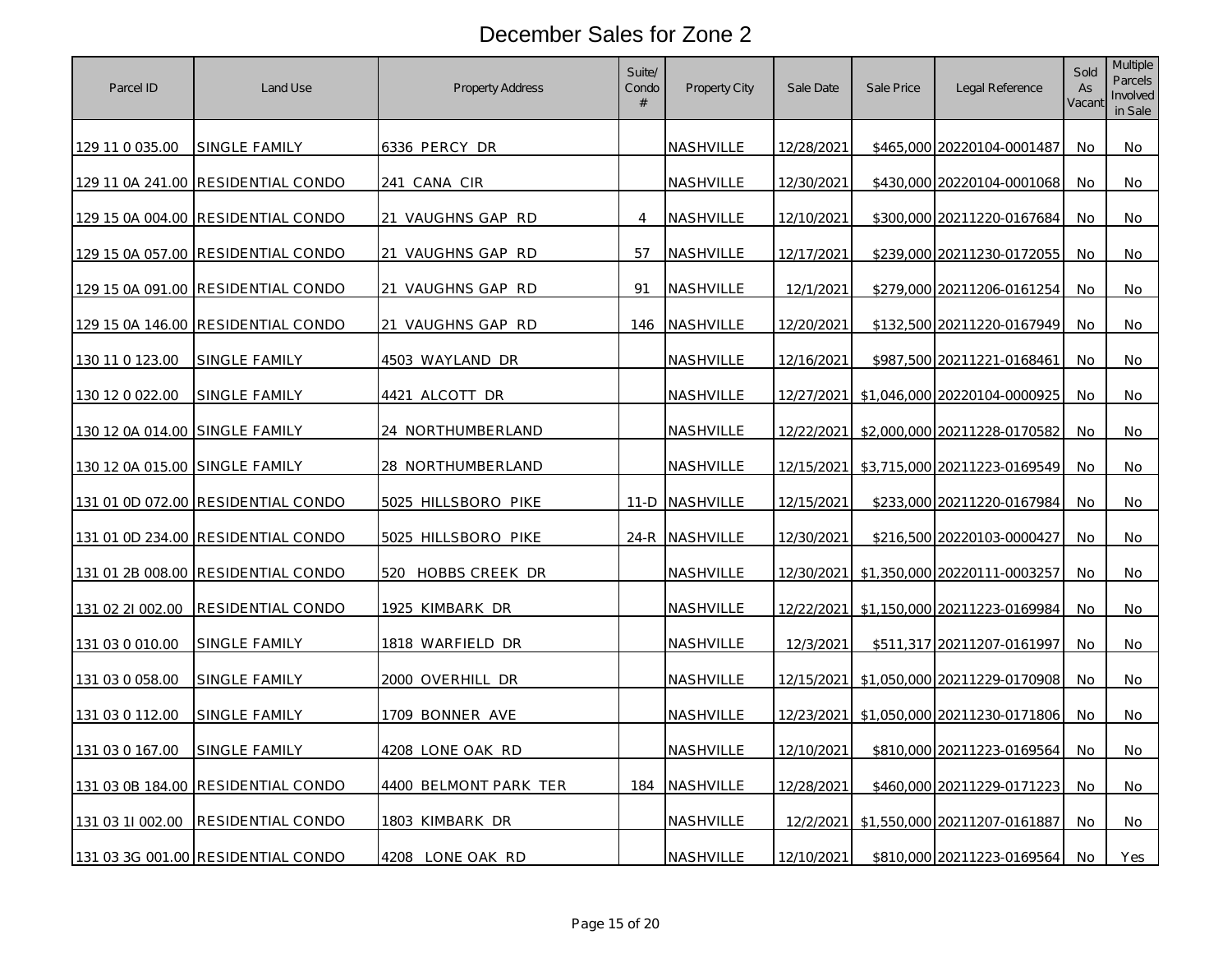# December Sales for Zone 2

| Parcel ID | Land Use | Property Address | Suite/ Condo # | Property City | Sale Date | Sale Price | Legal Reference | Sold As Vacant | Multiple Parcels Involved in Sale |
|---|---|---|---|---|---|---|---|---|---|
| 129 11 0 035.00 | SINGLE FAMILY | 6336 PERCY DR | | NASHVILLE | 12/28/2021 | $465,000 | 20220104-0001487 | No | No |
| 129 11 0A 241.00 | RESIDENTIAL CONDO | 241 CANA CIR | | NASHVILLE | 12/30/2021 | $430,000 | 20220104-0001068 | No | No |
| 129 15 0A 004.00 | RESIDENTIAL CONDO | 21 VAUGHNS GAP RD | 4 | NASHVILLE | 12/10/2021 | $300,000 | 20211220-0167684 | No | No |
| 129 15 0A 057.00 | RESIDENTIAL CONDO | 21 VAUGHNS GAP RD | 57 | NASHVILLE | 12/17/2021 | $239,000 | 20211230-0172055 | No | No |
| 129 15 0A 091.00 | RESIDENTIAL CONDO | 21 VAUGHNS GAP RD | 91 | NASHVILLE | 12/1/2021 | $279,000 | 20211206-0161254 | No | No |
| 129 15 0A 146.00 | RESIDENTIAL CONDO | 21 VAUGHNS GAP RD | 146 | NASHVILLE | 12/20/2021 | $132,500 | 20211220-0167949 | No | No |
| 130 11 0 123.00 | SINGLE FAMILY | 4503 WAYLAND DR | | NASHVILLE | 12/16/2021 | $987,500 | 20211221-0168461 | No | No |
| 130 12 0 022.00 | SINGLE FAMILY | 4421 ALCOTT DR | | NASHVILLE | 12/27/2021 | $1,046,000 | 20220104-0000925 | No | No |
| 130 12 0A 014.00 | SINGLE FAMILY | 24 NORTHUMBERLAND | | NASHVILLE | 12/22/2021 | $2,000,000 | 20211228-0170582 | No | No |
| 130 12 0A 015.00 | SINGLE FAMILY | 28 NORTHUMBERLAND | | NASHVILLE | 12/15/2021 | $3,715,000 | 20211223-0169549 | No | No |
| 131 01 0D 072.00 | RESIDENTIAL CONDO | 5025 HILLSBORO PIKE | 11-D | NASHVILLE | 12/15/2021 | $233,000 | 20211220-0167984 | No | No |
| 131 01 0D 234.00 | RESIDENTIAL CONDO | 5025 HILLSBORO PIKE | 24-R | NASHVILLE | 12/30/2021 | $216,500 | 20220103-0000427 | No | No |
| 131 01 2B 008.00 | RESIDENTIAL CONDO | 520 HOBBS CREEK DR | | NASHVILLE | 12/30/2021 | $1,350,000 | 20220111-0003257 | No | No |
| 131 02 2I 002.00 | RESIDENTIAL CONDO | 1925 KIMBARK DR | | NASHVILLE | 12/22/2021 | $1,150,000 | 20211223-0169984 | No | No |
| 131 03 0 010.00 | SINGLE FAMILY | 1818 WARFIELD DR | | NASHVILLE | 12/3/2021 | $511,317 | 20211207-0161997 | No | No |
| 131 03 0 058.00 | SINGLE FAMILY | 2000 OVERHILL DR | | NASHVILLE | 12/15/2021 | $1,050,000 | 20211229-0170908 | No | No |
| 131 03 0 112.00 | SINGLE FAMILY | 1709 BONNER AVE | | NASHVILLE | 12/23/2021 | $1,050,000 | 20211230-0171806 | No | No |
| 131 03 0 167.00 | SINGLE FAMILY | 4208 LONE OAK RD | | NASHVILLE | 12/10/2021 | $810,000 | 20211223-0169564 | No | No |
| 131 03 0B 184.00 | RESIDENTIAL CONDO | 4400 BELMONT PARK TER | 184 | NASHVILLE | 12/28/2021 | $460,000 | 20211229-0171223 | No | No |
| 131 03 1I 002.00 | RESIDENTIAL CONDO | 1803 KIMBARK DR | | NASHVILLE | 12/2/2021 | $1,550,000 | 20211207-0161887 | No | No |
| 131 03 3G 001.00 | RESIDENTIAL CONDO | 4208 LONE OAK RD | | NASHVILLE | 12/10/2021 | $810,000 | 20211223-0169564 | No | Yes |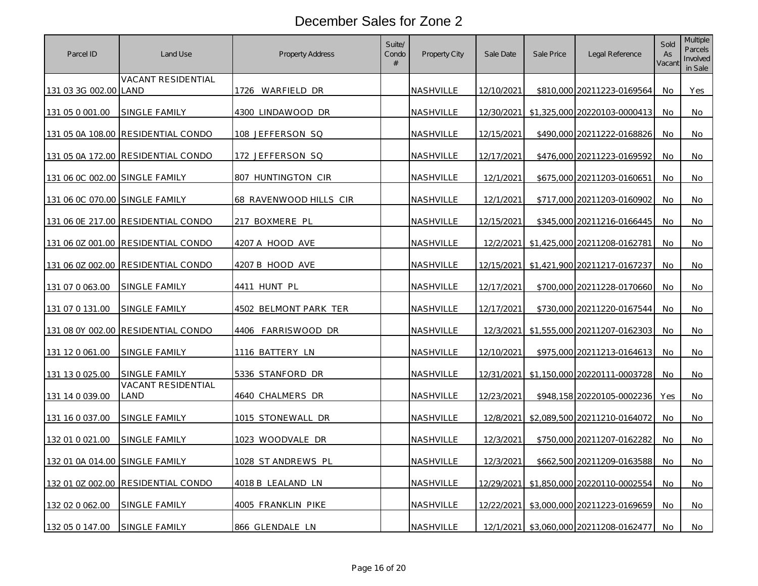# December Sales for Zone 2

| Parcel ID | Land Use | Property Address | Suite/ Condo # | Property City | Sale Date | Sale Price | Legal Reference | Sold As Vacant | Multiple Parcels Involved in Sale |
|---|---|---|---|---|---|---|---|---|---|
| 131 03 3G 002.00 | VACANT RESIDENTIAL LAND | 1726 WARFIELD DR | | NASHVILLE | 12/10/2021 | $810,000 | 20211223-0169564 | No | Yes |
| 131 05 0 001.00 | SINGLE FAMILY | 4300 LINDAWOOD DR | | NASHVILLE | 12/30/2021 | $1,325,000 | 20220103-0000413 | No | No |
| 131 05 0A 108.00 | RESIDENTIAL CONDO | 108 JEFFERSON SQ | | NASHVILLE | 12/15/2021 | $490,000 | 20211222-0168826 | No | No |
| 131 05 0A 172.00 | RESIDENTIAL CONDO | 172 JEFFERSON SQ | | NASHVILLE | 12/17/2021 | $476,000 | 20211223-0169592 | No | No |
| 131 06 0C 002.00 | SINGLE FAMILY | 807 HUNTINGTON CIR | | NASHVILLE | 12/1/2021 | $675,000 | 20211203-0160651 | No | No |
| 131 06 0C 070.00 | SINGLE FAMILY | 68 RAVENWOOD HILLS CIR | | NASHVILLE | 12/1/2021 | $717,000 | 20211203-0160902 | No | No |
| 131 06 0E 217.00 | RESIDENTIAL CONDO | 217 BOXMERE PL | | NASHVILLE | 12/15/2021 | $345,000 | 20211216-0166445 | No | No |
| 131 06 0Z 001.00 | RESIDENTIAL CONDO | 4207 A HOOD AVE | | NASHVILLE | 12/2/2021 | $1,425,000 | 20211208-0162781 | No | No |
| 131 06 0Z 002.00 | RESIDENTIAL CONDO | 4207 B HOOD AVE | | NASHVILLE | 12/15/2021 | $1,421,900 | 20211217-0167237 | No | No |
| 131 07 0 063.00 | SINGLE FAMILY | 4411 HUNT PL | | NASHVILLE | 12/17/2021 | $700,000 | 20211228-0170660 | No | No |
| 131 07 0 131.00 | SINGLE FAMILY | 4502 BELMONT PARK TER | | NASHVILLE | 12/17/2021 | $730,000 | 20211220-0167544 | No | No |
| 131 08 0Y 002.00 | RESIDENTIAL CONDO | 4406 FARRISWOOD DR | | NASHVILLE | 12/3/2021 | $1,555,000 | 20211207-0162303 | No | No |
| 131 12 0 061.00 | SINGLE FAMILY | 1116 BATTERY LN | | NASHVILLE | 12/10/2021 | $975,000 | 20211213-0164613 | No | No |
| 131 13 0 025.00 | SINGLE FAMILY | 5336 STANFORD DR | | NASHVILLE | 12/31/2021 | $1,150,000 | 20220111-0003728 | No | No |
| 131 14 0 039.00 | VACANT RESIDENTIAL LAND | 4640 CHALMERS DR | | NASHVILLE | 12/23/2021 | $948,158 | 20220105-0002236 | Yes | No |
| 131 16 0 037.00 | SINGLE FAMILY | 1015 STONEWALL DR | | NASHVILLE | 12/8/2021 | $2,089,500 | 20211210-0164072 | No | No |
| 132 01 0 021.00 | SINGLE FAMILY | 1023 WOODVALE DR | | NASHVILLE | 12/3/2021 | $750,000 | 20211207-0162282 | No | No |
| 132 01 0A 014.00 | SINGLE FAMILY | 1028 ST ANDREWS PL | | NASHVILLE | 12/3/2021 | $662,500 | 20211209-0163588 | No | No |
| 132 01 0Z 002.00 | RESIDENTIAL CONDO | 4018 B LEALAND LN | | NASHVILLE | 12/29/2021 | $1,850,000 | 20220110-0002554 | No | No |
| 132 02 0 062.00 | SINGLE FAMILY | 4005 FRANKLIN PIKE | | NASHVILLE | 12/22/2021 | $3,000,000 | 20211223-0169659 | No | No |
| 132 05 0 147.00 | SINGLE FAMILY | 866 GLENDALE LN | | NASHVILLE | 12/1/2021 | $3,060,000 | 20211208-0162477 | No | No |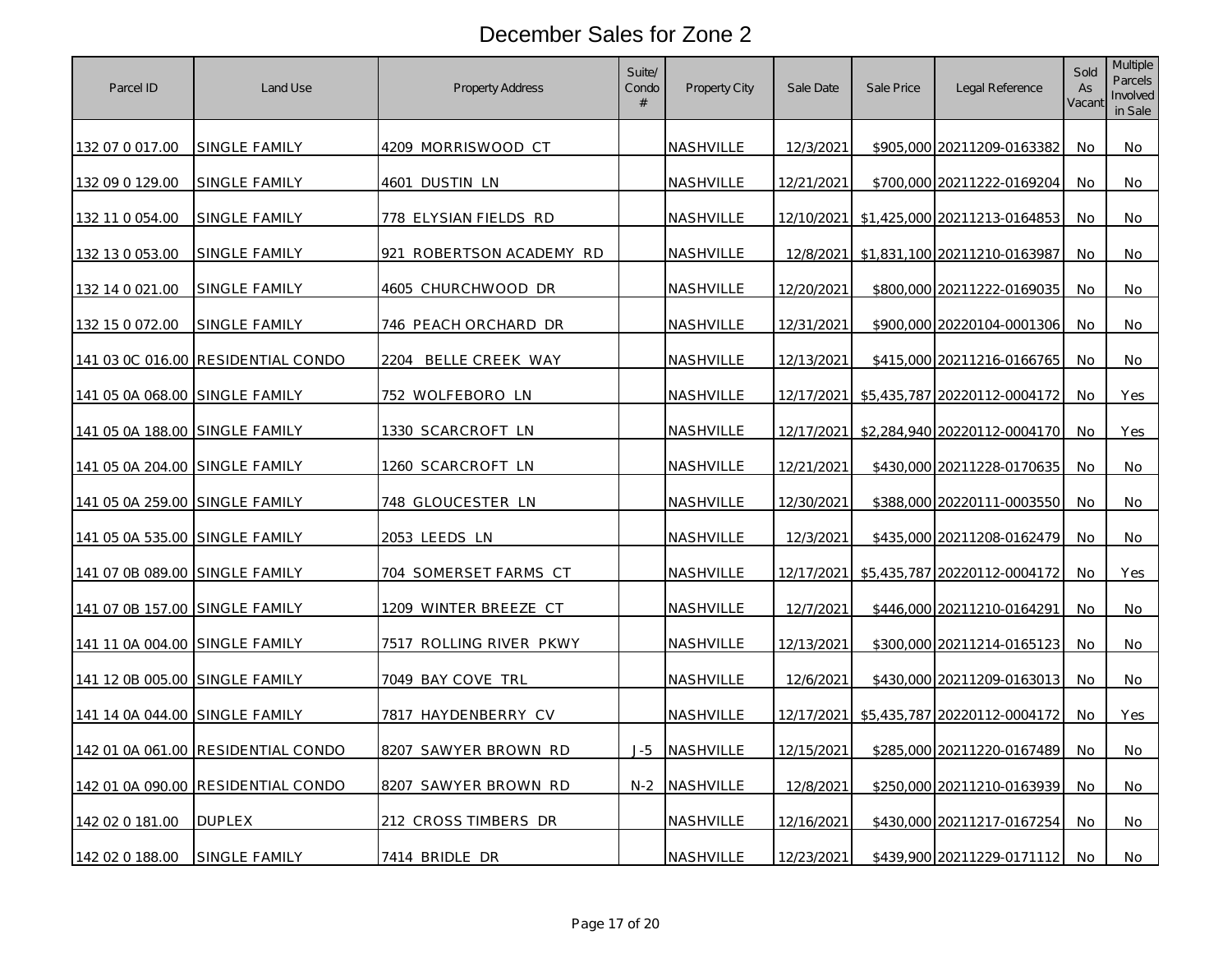# December Sales for Zone 2

| Parcel ID | Land Use | Property Address | Suite/ Condo # | Property City | Sale Date | Sale Price | Legal Reference | Sold As Vacant | Multiple Parcels Involved in Sale |
|---|---|---|---|---|---|---|---|---|---|
| 132 07 0 017.00 | SINGLE FAMILY | 4209 MORRISWOOD CT | | NASHVILLE | 12/3/2021 | $905,000 | 20211209-0163382 | No | No |
| 132 09 0 129.00 | SINGLE FAMILY | 4601 DUSTIN LN | | NASHVILLE | 12/21/2021 | $700,000 | 20211222-0169204 | No | No |
| 132 11 0 054.00 | SINGLE FAMILY | 778 ELYSIAN FIELDS RD | | NASHVILLE | 12/10/2021 | $1,425,000 | 20211213-0164853 | No | No |
| 132 13 0 053.00 | SINGLE FAMILY | 921 ROBERTSON ACADEMY RD | | NASHVILLE | 12/8/2021 | $1,831,100 | 20211210-0163987 | No | No |
| 132 14 0 021.00 | SINGLE FAMILY | 4605 CHURCHWOOD DR | | NASHVILLE | 12/20/2021 | $800,000 | 20211222-0169035 | No | No |
| 132 15 0 072.00 | SINGLE FAMILY | 746 PEACH ORCHARD DR | | NASHVILLE | 12/31/2021 | $900,000 | 20220104-0001306 | No | No |
| 141 03 0C 016.00 | RESIDENTIAL CONDO | 2204 BELLE CREEK WAY | | NASHVILLE | 12/13/2021 | $415,000 | 20211216-0166765 | No | No |
| 141 05 0A 068.00 | SINGLE FAMILY | 752 WOLFEBORO LN | | NASHVILLE | 12/17/2021 | $5,435,787 | 20220112-0004172 | No | Yes |
| 141 05 0A 188.00 | SINGLE FAMILY | 1330 SCARCROFT LN | | NASHVILLE | 12/17/2021 | $2,284,940 | 20220112-0004170 | No | Yes |
| 141 05 0A 204.00 | SINGLE FAMILY | 1260 SCARCROFT LN | | NASHVILLE | 12/21/2021 | $430,000 | 20211228-0170635 | No | No |
| 141 05 0A 259.00 | SINGLE FAMILY | 748 GLOUCESTER LN | | NASHVILLE | 12/30/2021 | $388,000 | 20220111-0003550 | No | No |
| 141 05 0A 535.00 | SINGLE FAMILY | 2053 LEEDS LN | | NASHVILLE | 12/3/2021 | $435,000 | 20211208-0162479 | No | No |
| 141 07 0B 089.00 | SINGLE FAMILY | 704 SOMERSET FARMS CT | | NASHVILLE | 12/17/2021 | $5,435,787 | 20220112-0004172 | No | Yes |
| 141 07 0B 157.00 | SINGLE FAMILY | 1209 WINTER BREEZE CT | | NASHVILLE | 12/7/2021 | $446,000 | 20211210-0164291 | No | No |
| 141 11 0A 004.00 | SINGLE FAMILY | 7517 ROLLING RIVER PKWY | | NASHVILLE | 12/13/2021 | $300,000 | 20211214-0165123 | No | No |
| 141 12 0B 005.00 | SINGLE FAMILY | 7049 BAY COVE TRL | | NASHVILLE | 12/6/2021 | $430,000 | 20211209-0163013 | No | No |
| 141 14 0A 044.00 | SINGLE FAMILY | 7817 HAYDENBERRY CV | | NASHVILLE | 12/17/2021 | $5,435,787 | 20220112-0004172 | No | Yes |
| 142 01 0A 061.00 | RESIDENTIAL CONDO | 8207 SAWYER BROWN RD | J-5 | NASHVILLE | 12/15/2021 | $285,000 | 20211220-0167489 | No | No |
| 142 01 0A 090.00 | RESIDENTIAL CONDO | 8207 SAWYER BROWN RD | N-2 | NASHVILLE | 12/8/2021 | $250,000 | 20211210-0163939 | No | No |
| 142 02 0 181.00 | DUPLEX | 212 CROSS TIMBERS DR | | NASHVILLE | 12/16/2021 | $430,000 | 20211217-0167254 | No | No |
| 142 02 0 188.00 | SINGLE FAMILY | 7414 BRIDLE DR | | NASHVILLE | 12/23/2021 | $439,900 | 20211229-0171112 | No | No |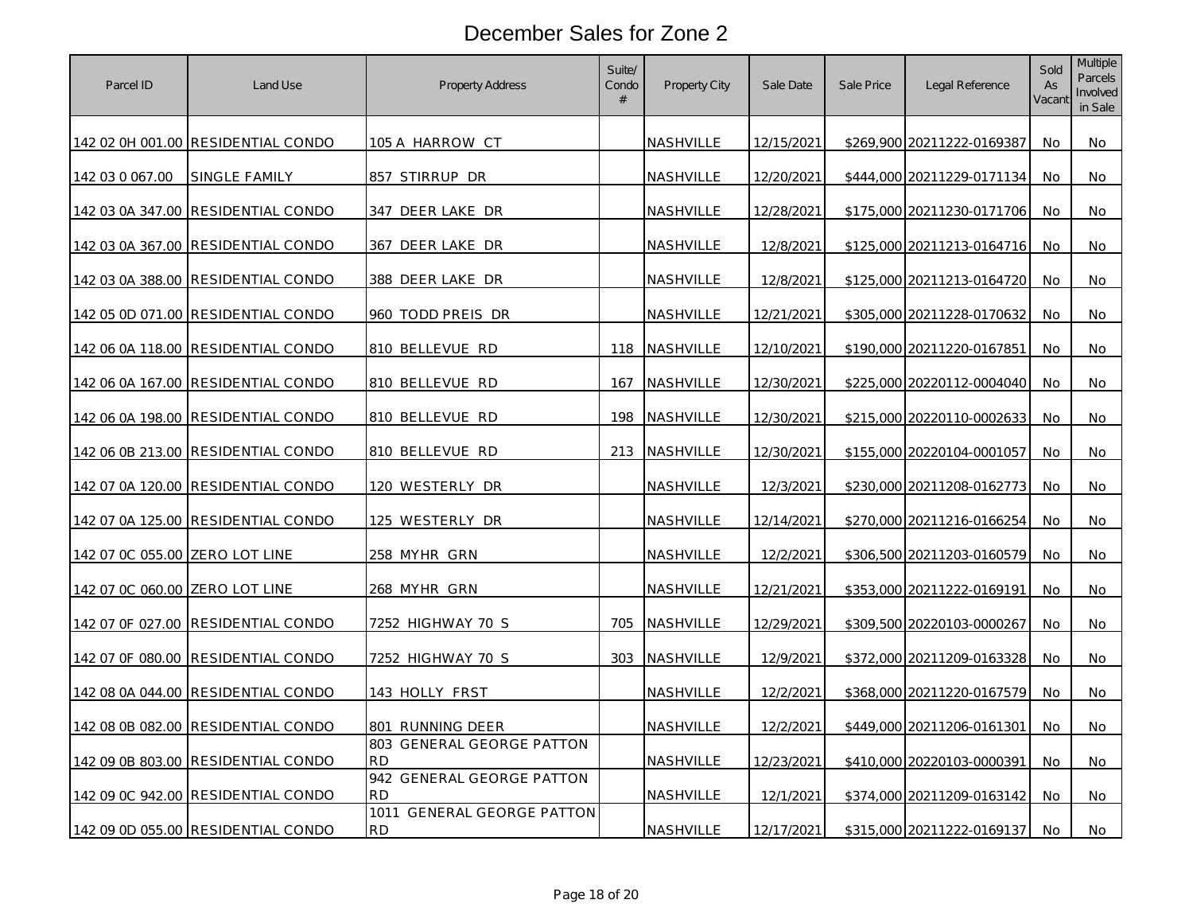# December Sales for Zone 2

| Parcel ID | Land Use | Property Address | Suite/ Condo # | Property City | Sale Date | Sale Price | Legal Reference | Sold As Vacant | Multiple Parcels Involved in Sale |
|---|---|---|---|---|---|---|---|---|---|
| 142 02 0H 001.00 | RESIDENTIAL CONDO | 105 A HARROW CT | | NASHVILLE | 12/15/2021 | $269,900 | 20211222-0169387 | No | No |
| 142 03 0 067.00 | SINGLE FAMILY | 857 STIRRUP DR | | NASHVILLE | 12/20/2021 | $444,000 | 20211229-0171134 | No | No |
| 142 03 0A 347.00 | RESIDENTIAL CONDO | 347 DEER LAKE DR | | NASHVILLE | 12/28/2021 | $175,000 | 20211230-0171706 | No | No |
| 142 03 0A 367.00 | RESIDENTIAL CONDO | 367 DEER LAKE DR | | NASHVILLE | 12/8/2021 | $125,000 | 20211213-0164716 | No | No |
| 142 03 0A 388.00 | RESIDENTIAL CONDO | 388 DEER LAKE DR | | NASHVILLE | 12/8/2021 | $125,000 | 20211213-0164720 | No | No |
| 142 05 0D 071.00 | RESIDENTIAL CONDO | 960 TODD PREIS DR | | NASHVILLE | 12/21/2021 | $305,000 | 20211228-0170632 | No | No |
| 142 06 0A 118.00 | RESIDENTIAL CONDO | 810 BELLEVUE RD | 118 | NASHVILLE | 12/10/2021 | $190,000 | 20211220-0167851 | No | No |
| 142 06 0A 167.00 | RESIDENTIAL CONDO | 810 BELLEVUE RD | 167 | NASHVILLE | 12/30/2021 | $225,000 | 20220112-0004040 | No | No |
| 142 06 0A 198.00 | RESIDENTIAL CONDO | 810 BELLEVUE RD | 198 | NASHVILLE | 12/30/2021 | $215,000 | 20220110-0002633 | No | No |
| 142 06 0B 213.00 | RESIDENTIAL CONDO | 810 BELLEVUE RD | 213 | NASHVILLE | 12/30/2021 | $155,000 | 20220104-0001057 | No | No |
| 142 07 0A 120.00 | RESIDENTIAL CONDO | 120 WESTERLY DR | | NASHVILLE | 12/3/2021 | $230,000 | 20211208-0162773 | No | No |
| 142 07 0A 125.00 | RESIDENTIAL CONDO | 125 WESTERLY DR | | NASHVILLE | 12/14/2021 | $270,000 | 20211216-0166254 | No | No |
| 142 07 0C 055.00 | ZERO LOT LINE | 258 MYHR GRN | | NASHVILLE | 12/2/2021 | $306,500 | 20211203-0160579 | No | No |
| 142 07 0C 060.00 | ZERO LOT LINE | 268 MYHR GRN | | NASHVILLE | 12/21/2021 | $353,000 | 20211222-0169191 | No | No |
| 142 07 0F 027.00 | RESIDENTIAL CONDO | 7252 HIGHWAY 70 S | 705 | NASHVILLE | 12/29/2021 | $309,500 | 20220103-0000267 | No | No |
| 142 07 0F 080.00 | RESIDENTIAL CONDO | 7252 HIGHWAY 70 S | 303 | NASHVILLE | 12/9/2021 | $372,000 | 20211209-0163328 | No | No |
| 142 08 0A 044.00 | RESIDENTIAL CONDO | 143 HOLLY FRST | | NASHVILLE | 12/2/2021 | $368,000 | 20211220-0167579 | No | No |
| 142 08 0B 082.00 | RESIDENTIAL CONDO | 801 RUNNING DEER | | NASHVILLE | 12/2/2021 | $449,000 | 20211206-0161301 | No | No |
| 142 09 0B 803.00 | RESIDENTIAL CONDO | 803 GENERAL GEORGE PATTON RD | | NASHVILLE | 12/23/2021 | $410,000 | 20220103-0000391 | No | No |
| 142 09 0C 942.00 | RESIDENTIAL CONDO | 942 GENERAL GEORGE PATTON RD | | NASHVILLE | 12/1/2021 | $374,000 | 20211209-0163142 | No | No |
| 142 09 0D 055.00 | RESIDENTIAL CONDO | 1011 GENERAL GEORGE PATTON RD | | NASHVILLE | 12/17/2021 | $315,000 | 20211222-0169137 | No | No |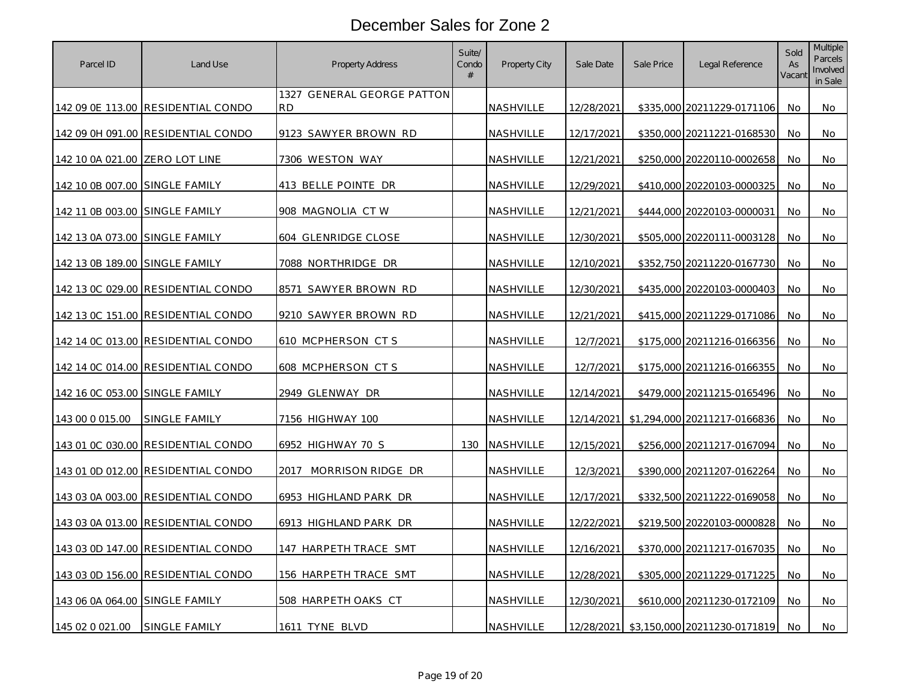# December Sales for Zone 2

| Parcel ID | Land Use | Property Address | Suite/ Condo # | Property City | Sale Date | Sale Price | Legal Reference | Sold As Vacant | Multiple Parcels Involved in Sale |
|---|---|---|---|---|---|---|---|---|---|
| 142 09 0E 113.00 | RESIDENTIAL CONDO | 1327 GENERAL GEORGE PATTON RD | | NASHVILLE | 12/28/2021 | $335,000 | 20211229-0171106 | No | No |
| 142 09 0H 091.00 | RESIDENTIAL CONDO | 9123 SAWYER BROWN RD | | NASHVILLE | 12/17/2021 | $350,000 | 20211221-0168530 | No | No |
| 142 10 0A 021.00 | ZERO LOT LINE | 7306 WESTON WAY | | NASHVILLE | 12/21/2021 | $250,000 | 20220110-0002658 | No | No |
| 142 10 0B 007.00 | SINGLE FAMILY | 413 BELLE POINTE DR | | NASHVILLE | 12/29/2021 | $410,000 | 20220103-0000325 | No | No |
| 142 11 0B 003.00 | SINGLE FAMILY | 908 MAGNOLIA CT W | | NASHVILLE | 12/21/2021 | $444,000 | 20220103-0000031 | No | No |
| 142 13 0A 073.00 | SINGLE FAMILY | 604 GLENRIDGE CLOSE | | NASHVILLE | 12/30/2021 | $505,000 | 20220111-0003128 | No | No |
| 142 13 0B 189.00 | SINGLE FAMILY | 7088 NORTHRIDGE DR | | NASHVILLE | 12/10/2021 | $352,750 | 20211220-0167730 | No | No |
| 142 13 0C 029.00 | RESIDENTIAL CONDO | 8571 SAWYER BROWN RD | | NASHVILLE | 12/30/2021 | $435,000 | 20220103-0000403 | No | No |
| 142 13 0C 151.00 | RESIDENTIAL CONDO | 9210 SAWYER BROWN RD | | NASHVILLE | 12/21/2021 | $415,000 | 20211229-0171086 | No | No |
| 142 14 0C 013.00 | RESIDENTIAL CONDO | 610 MCPHERSON CT S | | NASHVILLE | 12/7/2021 | $175,000 | 20211216-0166356 | No | No |
| 142 14 0C 014.00 | RESIDENTIAL CONDO | 608 MCPHERSON CT S | | NASHVILLE | 12/7/2021 | $175,000 | 20211216-0166355 | No | No |
| 142 16 0C 053.00 | SINGLE FAMILY | 2949 GLENWAY DR | | NASHVILLE | 12/14/2021 | $479,000 | 20211215-0165496 | No | No |
| 143 00 0 015.00 | SINGLE FAMILY | 7156 HIGHWAY 100 | | NASHVILLE | 12/14/2021 | $1,294,000 | 20211217-0166836 | No | No |
| 143 01 0C 030.00 | RESIDENTIAL CONDO | 6952 HIGHWAY 70 S | 130 | NASHVILLE | 12/15/2021 | $256,000 | 20211217-0167094 | No | No |
| 143 01 0D 012.00 | RESIDENTIAL CONDO | 2017 MORRISON RIDGE DR | | NASHVILLE | 12/3/2021 | $390,000 | 20211207-0162264 | No | No |
| 143 03 0A 003.00 | RESIDENTIAL CONDO | 6953 HIGHLAND PARK DR | | NASHVILLE | 12/17/2021 | $332,500 | 20211222-0169058 | No | No |
| 143 03 0A 013.00 | RESIDENTIAL CONDO | 6913 HIGHLAND PARK DR | | NASHVILLE | 12/22/2021 | $219,500 | 20220103-0000828 | No | No |
| 143 03 0D 147.00 | RESIDENTIAL CONDO | 147 HARPETH TRACE SMT | | NASHVILLE | 12/16/2021 | $370,000 | 20211217-0167035 | No | No |
| 143 03 0D 156.00 | RESIDENTIAL CONDO | 156 HARPETH TRACE SMT | | NASHVILLE | 12/28/2021 | $305,000 | 20211229-0171225 | No | No |
| 143 06 0A 064.00 | SINGLE FAMILY | 508 HARPETH OAKS CT | | NASHVILLE | 12/30/2021 | $610,000 | 20211230-0172109 | No | No |
| 145 02 0 021.00 | SINGLE FAMILY | 1611 TYNE BLVD | | NASHVILLE | 12/28/2021 | $3,150,000 | 20211230-0171819 | No | No |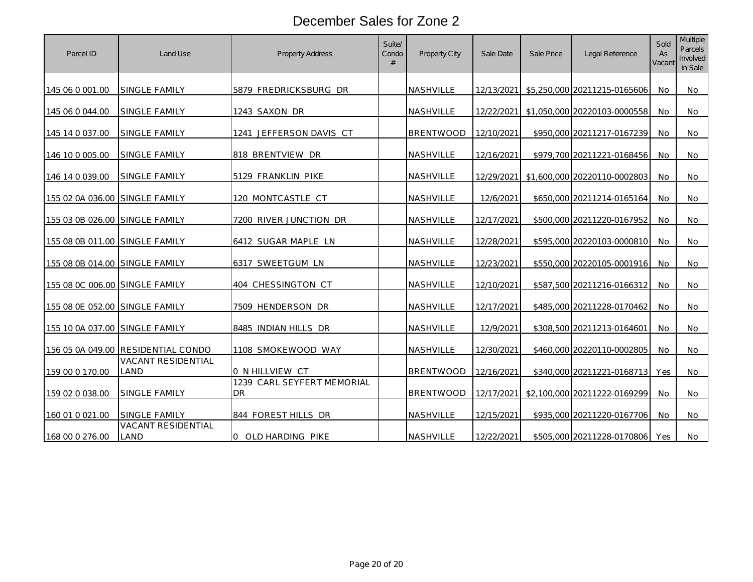# December Sales for Zone 2

| Parcel ID | Land Use | Property Address | Suite/ Condo # | Property City | Sale Date | Sale Price | Legal Reference | Sold As Vacant | Multiple Parcels Involved in Sale |
|---|---|---|---|---|---|---|---|---|---|
| 145 06 0 001.00 | SINGLE FAMILY | 5879 FREDRICKSBURG DR | | NASHVILLE | 12/13/2021 | $5,250,000 | 20211215-0165606 | No | No |
| 145 06 0 044.00 | SINGLE FAMILY | 1243 SAXON DR | | NASHVILLE | 12/22/2021 | $1,050,000 | 20220103-0000558 | No | No |
| 145 14 0 037.00 | SINGLE FAMILY | 1241 JEFFERSON DAVIS CT | | BRENTWOOD | 12/10/2021 | $950,000 | 20211217-0167239 | No | No |
| 146 10 0 005.00 | SINGLE FAMILY | 818 BRENTVIEW DR | | NASHVILLE | 12/16/2021 | $979,700 | 20211221-0168456 | No | No |
| 146 14 0 039.00 | SINGLE FAMILY | 5129 FRANKLIN PIKE | | NASHVILLE | 12/29/2021 | $1,600,000 | 20220110-0002803 | No | No |
| 155 02 0A 036.00 | SINGLE FAMILY | 120 MONTCASTLE CT | | NASHVILLE | 12/6/2021 | $650,000 | 20211214-0165164 | No | No |
| 155 03 0B 026.00 | SINGLE FAMILY | 7200 RIVER JUNCTION DR | | NASHVILLE | 12/17/2021 | $500,000 | 20211220-0167952 | No | No |
| 155 08 0B 011.00 | SINGLE FAMILY | 6412 SUGAR MAPLE LN | | NASHVILLE | 12/28/2021 | $595,000 | 20220103-0000810 | No | No |
| 155 08 0B 014.00 | SINGLE FAMILY | 6317 SWEETGUM LN | | NASHVILLE | 12/23/2021 | $550,000 | 20220105-0001916 | No | No |
| 155 08 0C 006.00 | SINGLE FAMILY | 404 CHESSINGTON CT | | NASHVILLE | 12/10/2021 | $587,500 | 20211216-0166312 | No | No |
| 155 08 0E 052.00 | SINGLE FAMILY | 7509 HENDERSON DR | | NASHVILLE | 12/17/2021 | $485,000 | 20211228-0170462 | No | No |
| 155 10 0A 037.00 | SINGLE FAMILY | 8485 INDIAN HILLS DR | | NASHVILLE | 12/9/2021 | $308,500 | 20211213-0164601 | No | No |
| 156 05 0A 049.00 | RESIDENTIAL CONDO | 1108 SMOKEWOOD WAY | | NASHVILLE | 12/30/2021 | $460,000 | 20220110-0002805 | No | No |
| 159 00 0 170.00 | VACANT RESIDENTIAL LAND | 0 N HILLVIEW CT | | BRENTWOOD | 12/16/2021 | $340,000 | 20211221-0168713 | Yes | No |
| 159 02 0 038.00 | SINGLE FAMILY | 1239 CARL SEYFERT MEMORIAL DR | | BRENTWOOD | 12/17/2021 | $2,100,000 | 20211222-0169299 | No | No |
| 160 01 0 021.00 | SINGLE FAMILY | 844 FOREST HILLS DR | | NASHVILLE | 12/15/2021 | $935,000 | 20211220-0167706 | No | No |
| 168 00 0 276.00 | VACANT RESIDENTIAL LAND | 0 OLD HARDING PIKE | | NASHVILLE | 12/22/2021 | $505,000 | 20211228-0170806 | Yes | No |